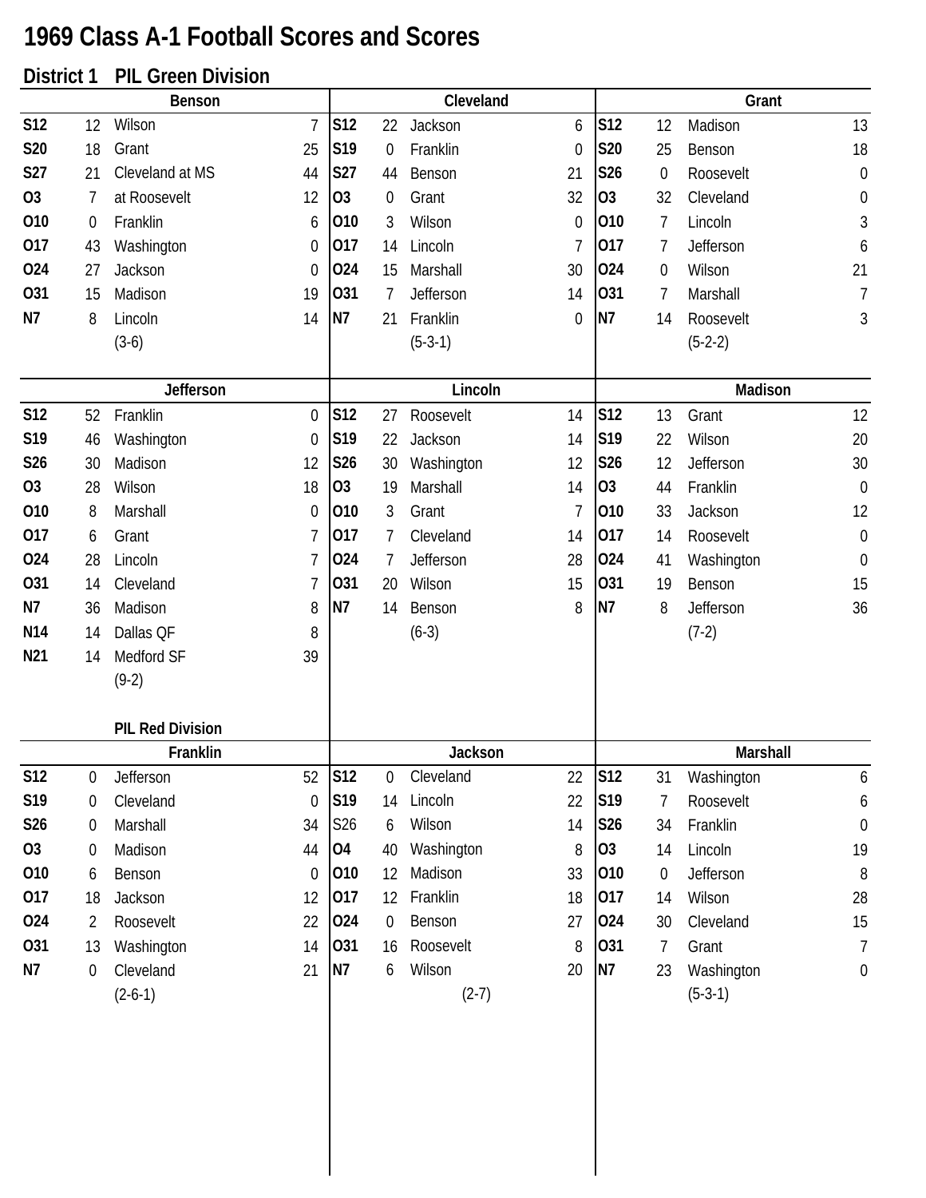# 1969 Class A-1 Football Scores and Scores

## District 1 PIL Green Division

### Benson

| Date | Score | Opponent | Opp |
|---|---|---|---|
| S12 | 12 | Wilson | 7 |
| S20 | 18 | Grant | 25 |
| S27 | 21 | Cleveland at MS | 44 |
| O3 | 7 | at Roosevelt | 12 |
| O10 | 0 | Franklin | 6 |
| O17 | 43 | Washington | 0 |
| O24 | 27 | Jackson | 0 |
| O31 | 15 | Madison | 19 |
| N7 | 8 | Lincoln | 14 |
| | | (3-6) | |

### Cleveland

| Date | Score | Opponent | Opp |
|---|---|---|---|
| S12 | 22 | Jackson | 6 |
| S19 | 0 | Franklin | 0 |
| S27 | 44 | Benson | 21 |
| O3 | 0 | Grant | 32 |
| O10 | 3 | Wilson | 0 |
| O17 | 14 | Lincoln | 7 |
| O24 | 15 | Marshall | 30 |
| O31 | 7 | Jefferson | 14 |
| N7 | 21 | Franklin | 0 |
| | | (5-3-1) | |

### Grant

| Date | Score | Opponent | Opp |
|---|---|---|---|
| S12 | 12 | Madison | 13 |
| S20 | 25 | Benson | 18 |
| S26 | 0 | Roosevelt | 0 |
| O3 | 32 | Cleveland | 0 |
| O10 | 7 | Lincoln | 3 |
| O17 | 7 | Jefferson | 6 |
| O24 | 0 | Wilson | 21 |
| O31 | 7 | Marshall | 7 |
| N7 | 14 | Roosevelt | 3 |
| | | (5-2-2) | |

### Jefferson

| Date | Score | Opponent | Opp |
|---|---|---|---|
| S12 | 52 | Franklin | 0 |
| S19 | 46 | Washington | 0 |
| S26 | 30 | Madison | 12 |
| O3 | 28 | Wilson | 18 |
| O10 | 8 | Marshall | 0 |
| O17 | 6 | Grant | 7 |
| O24 | 28 | Lincoln | 7 |
| O31 | 14 | Cleveland | 7 |
| N7 | 36 | Madison | 8 |
| N14 | 14 | Dallas QF | 8 |
| N21 | 14 | Medford SF | 39 |
| | | (9-2) | |

### Lincoln

| Date | Score | Opponent | Opp |
|---|---|---|---|
| S12 | 27 | Roosevelt | 14 |
| S19 | 22 | Jackson | 14 |
| S26 | 30 | Washington | 12 |
| O3 | 19 | Marshall | 14 |
| O10 | 3 | Grant | 7 |
| O17 | 7 | Cleveland | 14 |
| O24 | 7 | Jefferson | 28 |
| O31 | 20 | Wilson | 15 |
| N7 | 14 | Benson | 8 |
| | | (6-3) | |

### Madison

| Date | Score | Opponent | Opp |
|---|---|---|---|
| S12 | 13 | Grant | 12 |
| S19 | 22 | Wilson | 20 |
| S26 | 12 | Jefferson | 30 |
| O3 | 44 | Franklin | 0 |
| O10 | 33 | Jackson | 12 |
| O17 | 14 | Roosevelt | 0 |
| O24 | 41 | Washington | 0 |
| O31 | 19 | Benson | 15 |
| N7 | 8 | Jefferson | 36 |
| | | (7-2) | |

## PIL Red Division

### Franklin

| Date | Score | Opponent | Opp |
|---|---|---|---|
| S12 | 0 | Jefferson | 52 |
| S19 | 0 | Cleveland | 0 |
| S26 | 0 | Marshall | 34 |
| O3 | 0 | Madison | 44 |
| O10 | 6 | Benson | 0 |
| O17 | 18 | Jackson | 12 |
| O24 | 2 | Roosevelt | 22 |
| O31 | 13 | Washington | 14 |
| N7 | 0 | Cleveland | 21 |
| | | (2-6-1) | |

### Jackson

| Date | Score | Opponent | Opp |
|---|---|---|---|
| S12 | 0 | Cleveland | 22 |
| S19 | 14 | Lincoln | 22 |
| S26 | 6 | Wilson | 14 |
| O4 | 40 | Washington | 8 |
| O10 | 12 | Madison | 33 |
| O17 | 12 | Franklin | 18 |
| O24 | 0 | Benson | 27 |
| O31 | 16 | Roosevelt | 8 |
| N7 | 6 | Wilson | 20 |
| | | (2-7) | |

### Marshall

| Date | Score | Opponent | Opp |
|---|---|---|---|
| S12 | 31 | Washington | 6 |
| S19 | 7 | Roosevelt | 6 |
| S26 | 34 | Franklin | 0 |
| O3 | 14 | Lincoln | 19 |
| O10 | 0 | Jefferson | 8 |
| O17 | 14 | Wilson | 28 |
| O24 | 30 | Cleveland | 15 |
| O31 | 7 | Grant | 7 |
| N7 | 23 | Washington | 0 |
| | | (5-3-1) | |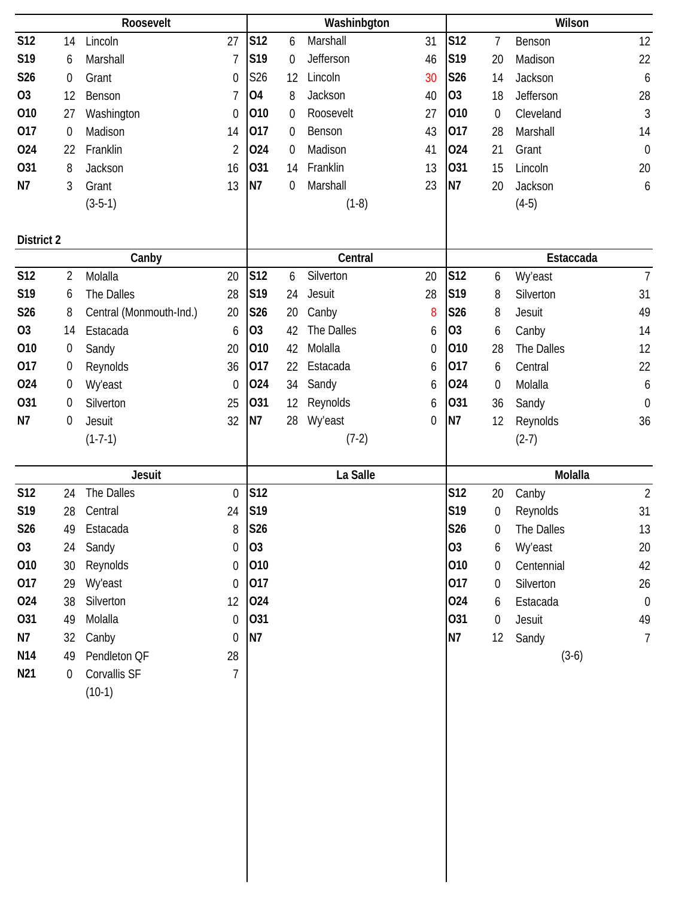### Roosevelt

| Date | Score | Opponent | Score |
|---|---|---|---|
| S12 | 14 | Lincoln | 27 |
| S19 | 6 | Marshall | 7 |
| S26 | 0 | Grant | 0 |
| O3 | 12 | Benson | 7 |
| O10 | 27 | Washington | 0 |
| O17 | 0 | Madison | 14 |
| O24 | 22 | Franklin | 2 |
| O31 | 8 | Jackson | 16 |
| N7 | 3 | Grant | 13 |
| | | (3-5-1) | |

### Washinbgton

| Date | Score | Opponent | Score |
|---|---|---|---|
| S12 | 6 | Marshall | 31 |
| S19 | 0 | Jefferson | 46 |
| S26 | 12 | Lincoln | 30 |
| O4 | 8 | Jackson | 40 |
| O10 | 0 | Roosevelt | 27 |
| O17 | 0 | Benson | 43 |
| O24 | 0 | Madison | 41 |
| O31 | 14 | Franklin | 13 |
| N7 | 0 | Marshall | 23 |
| | | (1-8) | |

### Wilson

| Date | Score | Opponent | Score |
|---|---|---|---|
| S12 | 7 | Benson | 12 |
| S19 | 20 | Madison | 22 |
| S26 | 14 | Jackson | 6 |
| O3 | 18 | Jefferson | 28 |
| O10 | 0 | Cleveland | 3 |
| O17 | 28 | Marshall | 14 |
| O24 | 21 | Grant | 0 |
| O31 | 15 | Lincoln | 20 |
| N7 | 20 | Jackson | 6 |
| | | (4-5) | |

## District 2

### Canby

| Date | Score | Opponent | Score |
|---|---|---|---|
| S12 | 2 | Molalla | 20 |
| S19 | 6 | The Dalles | 28 |
| S26 | 8 | Central (Monmouth-Ind.) | 20 |
| O3 | 14 | Estacada | 6 |
| O10 | 0 | Sandy | 20 |
| O17 | 0 | Reynolds | 36 |
| O24 | 0 | Wy'east | 0 |
| O31 | 0 | Silverton | 25 |
| N7 | 0 | Jesuit | 32 |
| | | (1-7-1) | |

### Central

| Date | Score | Opponent | Score |
|---|---|---|---|
| S12 | 6 | Silverton | 20 |
| S19 | 24 | Jesuit | 28 |
| S26 | 20 | Canby | 8 |
| O3 | 42 | The Dalles | 6 |
| O10 | 42 | Molalla | 0 |
| O17 | 22 | Estacada | 6 |
| O24 | 34 | Sandy | 6 |
| O31 | 12 | Reynolds | 6 |
| N7 | 28 | Wy'east | 0 |
| | | (7-2) | |

### Estaccada

| Date | Score | Opponent | Score |
|---|---|---|---|
| S12 | 6 | Wy'east | 7 |
| S19 | 8 | Silverton | 31 |
| S26 | 8 | Jesuit | 49 |
| O3 | 6 | Canby | 14 |
| O10 | 28 | The Dalles | 12 |
| O17 | 6 | Central | 22 |
| O24 | 0 | Molalla | 6 |
| O31 | 36 | Sandy | 0 |
| N7 | 12 | Reynolds | 36 |
| | | (2-7) | |

### Jesuit

| Date | Score | Opponent | Score |
|---|---|---|---|
| S12 | 24 | The Dalles | 0 |
| S19 | 28 | Central | 24 |
| S26 | 49 | Estacada | 8 |
| O3 | 24 | Sandy | 0 |
| O10 | 30 | Reynolds | 0 |
| O17 | 29 | Wy'east | 0 |
| O24 | 38 | Silverton | 12 |
| O31 | 49 | Molalla | 0 |
| N7 | 32 | Canby | 0 |
| N14 | 49 | Pendleton QF | 28 |
| N21 | 0 | Corvallis SF | 7 |
| | | (10-1) | |

### La Salle

| Date | Score | Opponent | Score |
|---|---|---|---|
| S12 | | | |
| S19 | | | |
| S26 | | | |
| O3 | | | |
| O10 | | | |
| O17 | | | |
| O24 | | | |
| O31 | | | |
| N7 | | | |

### Molalla

| Date | Score | Opponent | Score |
|---|---|---|---|
| S12 | 20 | Canby | 2 |
| S19 | 0 | Reynolds | 31 |
| S26 | 0 | The Dalles | 13 |
| O3 | 6 | Wy'east | 20 |
| O10 | 0 | Centennial | 42 |
| O17 | 0 | Silverton | 26 |
| O24 | 6 | Estacada | 0 |
| O31 | 0 | Jesuit | 49 |
| N7 | 12 | Sandy | 7 |
| | | (3-6) | |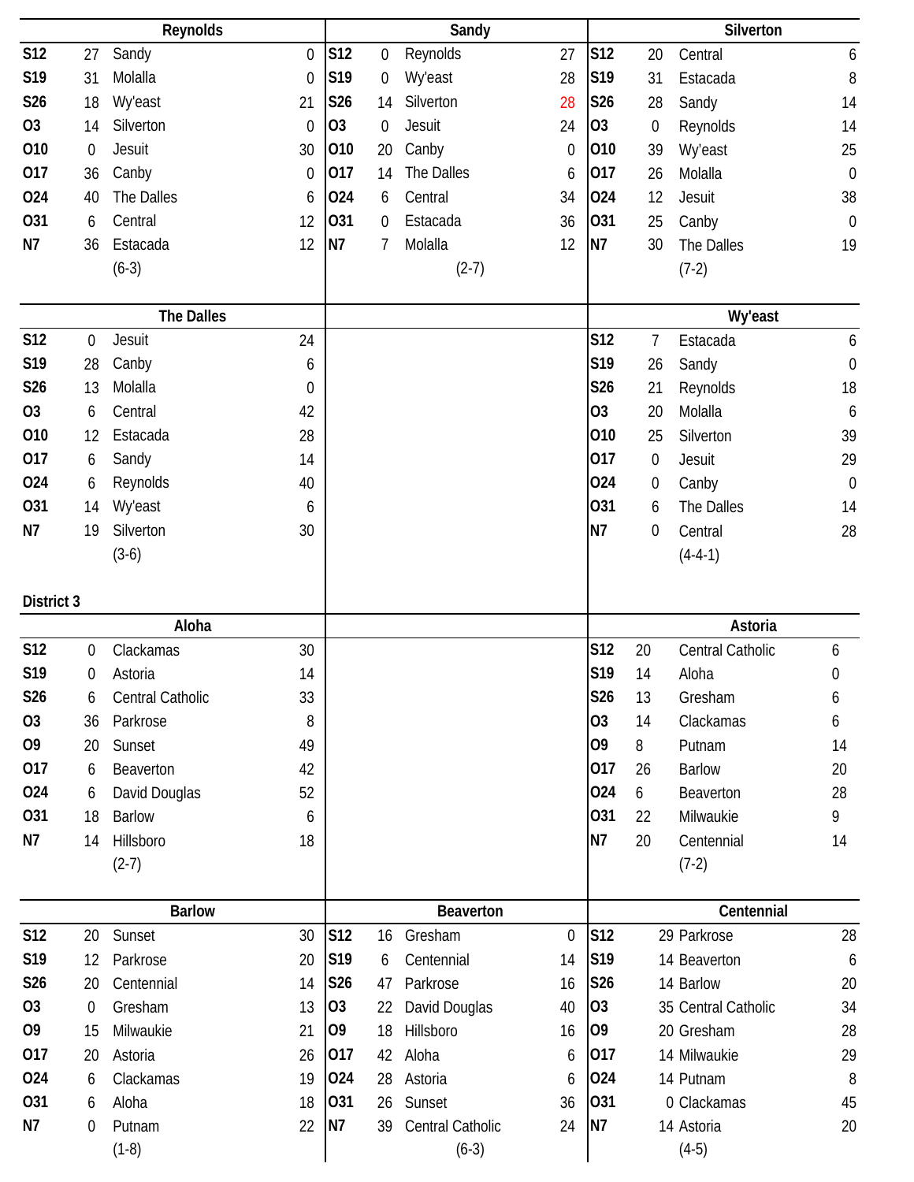### Reynolds

| Date | Score | Opponent | Opp. Score |
|---|---|---|---|
| S12 | 27 | Sandy | 0 |
| S19 | 31 | Molalla | 0 |
| S26 | 18 | Wy'east | 21 |
| O3 | 14 | Silverton | 0 |
| O10 | 0 | Jesuit | 30 |
| O17 | 36 | Canby | 0 |
| O24 | 40 | The Dalles | 6 |
| O31 | 6 | Central | 12 |
| N7 | 36 | Estacada | 12 |
| | | (6-3) | |

### Sandy

| Date | Score | Opponent | Opp. Score |
|---|---|---|---|
| S12 | 0 | Reynolds | 27 |
| S19 | 0 | Wy'east | 28 |
| S26 | 14 | Silverton | 28 |
| O3 | 0 | Jesuit | 24 |
| O10 | 20 | Canby | 0 |
| O17 | 14 | The Dalles | 6 |
| O24 | 6 | Central | 34 |
| O31 | 0 | Estacada | 36 |
| N7 | 7 | Molalla | 12 |
| | | (2-7) | |

### Silverton

| Date | Score | Opponent | Opp. Score |
|---|---|---|---|
| S12 | 20 | Central | 6 |
| S19 | 31 | Estacada | 8 |
| S26 | 28 | Sandy | 14 |
| O3 | 0 | Reynolds | 14 |
| O10 | 39 | Wy'east | 25 |
| O17 | 26 | Molalla | 0 |
| O24 | 12 | Jesuit | 38 |
| O31 | 25 | Canby | 0 |
| N7 | 30 | The Dalles | 19 |
| | | (7-2) | |

### The Dalles

| Date | Score | Opponent | Opp. Score |
|---|---|---|---|
| S12 | 0 | Jesuit | 24 |
| S19 | 28 | Canby | 6 |
| S26 | 13 | Molalla | 0 |
| O3 | 6 | Central | 42 |
| O10 | 12 | Estacada | 28 |
| O17 | 6 | Sandy | 14 |
| O24 | 6 | Reynolds | 40 |
| O31 | 14 | Wy'east | 6 |
| N7 | 19 | Silverton | 30 |
| | | (3-6) | |

### Wy'east

| Date | Score | Opponent | Opp. Score |
|---|---|---|---|
| S12 | 7 | Estacada | 6 |
| S19 | 26 | Sandy | 0 |
| S26 | 21 | Reynolds | 18 |
| O3 | 20 | Molalla | 6 |
| O10 | 25 | Silverton | 39 |
| O17 | 0 | Jesuit | 29 |
| O24 | 0 | Canby | 0 |
| O31 | 6 | The Dalles | 14 |
| N7 | 0 | Central | 28 |
| | | (4-4-1) | |

## District 3

### Aloha

| Date | Score | Opponent | Opp. Score |
|---|---|---|---|
| S12 | 0 | Clackamas | 30 |
| S19 | 0 | Astoria | 14 |
| S26 | 6 | Central Catholic | 33 |
| O3 | 36 | Parkrose | 8 |
| O9 | 20 | Sunset | 49 |
| O17 | 6 | Beaverton | 42 |
| O24 | 6 | David Douglas | 52 |
| O31 | 18 | Barlow | 6 |
| N7 | 14 | Hillsboro | 18 |
| | | (2-7) | |

### Astoria

| Date | Score | Opponent | Opp. Score |
|---|---|---|---|
| S12 | 20 | Central Catholic | 6 |
| S19 | 14 | Aloha | 0 |
| S26 | 13 | Gresham | 6 |
| O3 | 14 | Clackamas | 6 |
| O9 | 8 | Putnam | 14 |
| O17 | 26 | Barlow | 20 |
| O24 | 6 | Beaverton | 28 |
| O31 | 22 | Milwaukie | 9 |
| N7 | 20 | Centennial | 14 |
| | | (7-2) | |

### Barlow

| Date | Score | Opponent | Opp. Score |
|---|---|---|---|
| S12 | 20 | Sunset | 30 |
| S19 | 12 | Parkrose | 20 |
| S26 | 20 | Centennial | 14 |
| O3 | 0 | Gresham | 13 |
| O9 | 15 | Milwaukie | 21 |
| O17 | 20 | Astoria | 26 |
| O24 | 6 | Clackamas | 19 |
| O31 | 6 | Aloha | 18 |
| N7 | 0 | Putnam | 22 |
| | | (1-8) | |

### Beaverton

| Date | Score | Opponent | Opp. Score |
|---|---|---|---|
| S12 | 16 | Gresham | 0 |
| S19 | 6 | Centennial | 14 |
| S26 | 47 | Parkrose | 16 |
| O3 | 22 | David Douglas | 40 |
| O9 | 18 | Hillsboro | 16 |
| O17 | 42 | Aloha | 6 |
| O24 | 28 | Astoria | 6 |
| O31 | 26 | Sunset | 36 |
| N7 | 39 | Central Catholic | 24 |
| | | (6-3) | |

### Centennial

| Date | Score | Opponent | Opp. Score |
|---|---|---|---|
| S12 | 29 | Parkrose | 28 |
| S19 | 14 | Beaverton | 6 |
| S26 | 14 | Barlow | 20 |
| O3 | 35 | Central Catholic | 34 |
| O9 | 20 | Gresham | 28 |
| O17 | 14 | Milwaukie | 29 |
| O24 | 14 | Putnam | 8 |
| O31 | 0 | Clackamas | 45 |
| N7 | 14 | Astoria | 20 |
| | | (4-5) | |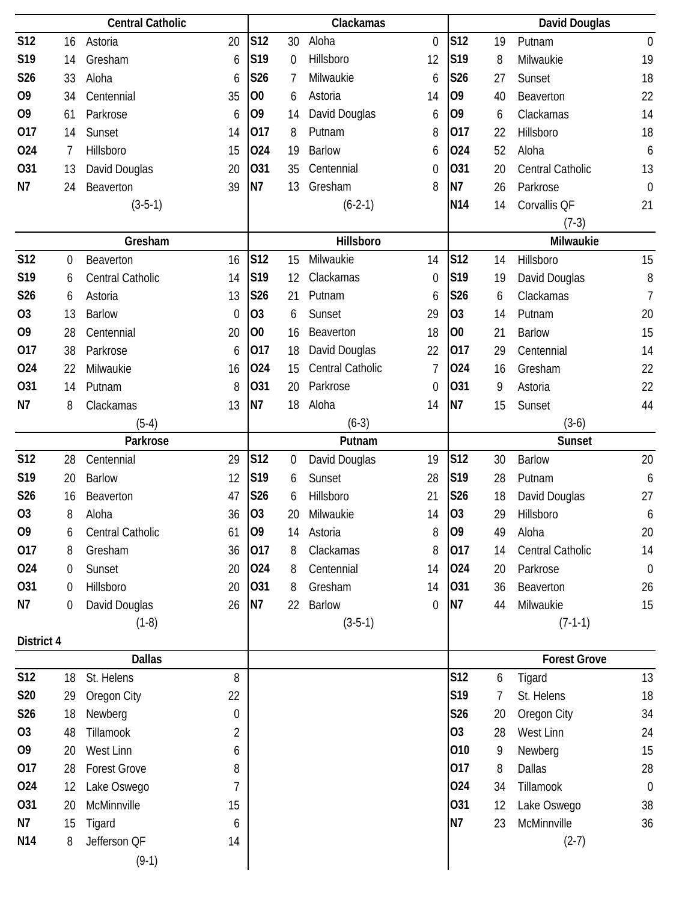### Central Catholic

| Date | Score | Opponent | Opp |
|---|---|---|---|
| S12 | 16 | Astoria | 20 |
| S19 | 14 | Gresham | 6 |
| S26 | 33 | Aloha | 6 |
| O9 | 34 | Centennial | 35 |
| O9 | 61 | Parkrose | 6 |
| O17 | 14 | Sunset | 14 |
| O24 | 7 | Hillsboro | 15 |
| O31 | 13 | David Douglas | 20 |
| N7 | 24 | Beaverton | 39 |

(3-5-1)

### Clackamas

| Date | Score | Opponent | Opp |
|---|---|---|---|
| S12 | 30 | Aloha | 0 |
| S19 | 0 | Hillsboro | 12 |
| S26 | 7 | Milwaukie | 6 |
| O0 | 6 | Astoria | 14 |
| O9 | 14 | David Douglas | 6 |
| O17 | 8 | Putnam | 8 |
| O24 | 19 | Barlow | 6 |
| O31 | 35 | Centennial | 0 |
| N7 | 13 | Gresham | 8 |

(6-2-1)

### David Douglas

| Date | Score | Opponent | Opp |
|---|---|---|---|
| S12 | 19 | Putnam | 0 |
| S19 | 8 | Milwaukie | 19 |
| S26 | 27 | Sunset | 18 |
| O9 | 40 | Beaverton | 22 |
| O9 | 6 | Clackamas | 14 |
| O17 | 22 | Hillsboro | 18 |
| O24 | 52 | Aloha | 6 |
| O31 | 20 | Central Catholic | 13 |
| N7 | 26 | Parkrose | 0 |
| N14 | 14 | Corvallis QF | 21 |

(7-3)

### Gresham

| Date | Score | Opponent | Opp |
|---|---|---|---|
| S12 | 0 | Beaverton | 16 |
| S19 | 6 | Central Catholic | 14 |
| S26 | 6 | Astoria | 13 |
| O3 | 13 | Barlow | 0 |
| O9 | 28 | Centennial | 20 |
| O17 | 38 | Parkrose | 6 |
| O24 | 22 | Milwaukie | 16 |
| O31 | 14 | Putnam | 8 |
| N7 | 8 | Clackamas | 13 |

(5-4)

### Hillsboro

| Date | Score | Opponent | Opp |
|---|---|---|---|
| S12 | 15 | Milwaukie | 14 |
| S19 | 12 | Clackamas | 0 |
| S26 | 21 | Putnam | 6 |
| O3 | 6 | Sunset | 29 |
| O0 | 16 | Beaverton | 18 |
| O17 | 18 | David Douglas | 22 |
| O24 | 15 | Central Catholic | 7 |
| O31 | 20 | Parkrose | 0 |
| N7 | 18 | Aloha | 14 |

(6-3)

### Milwaukie

| Date | Score | Opponent | Opp |
|---|---|---|---|
| S12 | 14 | Hillsboro | 15 |
| S19 | 19 | David Douglas | 8 |
| S26 | 6 | Clackamas | 7 |
| O3 | 14 | Putnam | 20 |
| O0 | 21 | Barlow | 15 |
| O17 | 29 | Centennial | 14 |
| O24 | 16 | Gresham | 22 |
| O31 | 9 | Astoria | 22 |
| N7 | 15 | Sunset | 44 |

(3-6)

### Parkrose

| Date | Score | Opponent | Opp |
|---|---|---|---|
| S12 | 28 | Centennial | 29 |
| S19 | 20 | Barlow | 12 |
| S26 | 16 | Beaverton | 47 |
| O3 | 8 | Aloha | 36 |
| O9 | 6 | Central Catholic | 61 |
| O17 | 8 | Gresham | 36 |
| O24 | 0 | Sunset | 20 |
| O31 | 0 | Hillsboro | 20 |
| N7 | 0 | David Douglas | 26 |

(1-8)

### Putnam

| Date | Score | Opponent | Opp |
|---|---|---|---|
| S12 | 0 | David Douglas | 19 |
| S19 | 6 | Sunset | 28 |
| S26 | 6 | Hillsboro | 21 |
| O3 | 20 | Milwaukie | 14 |
| O9 | 14 | Astoria | 8 |
| O17 | 8 | Clackamas | 8 |
| O24 | 8 | Centennial | 14 |
| O31 | 8 | Gresham | 14 |
| N7 | 22 | Barlow | 0 |

(3-5-1)

### Sunset

| Date | Score | Opponent | Opp |
|---|---|---|---|
| S12 | 30 | Barlow | 20 |
| S19 | 28 | Putnam | 6 |
| S26 | 18 | David Douglas | 27 |
| O3 | 29 | Hillsboro | 6 |
| O9 | 49 | Aloha | 20 |
| O17 | 14 | Central Catholic | 14 |
| O24 | 20 | Parkrose | 0 |
| O31 | 36 | Beaverton | 26 |
| N7 | 44 | Milwaukie | 15 |

(7-1-1)

## District 4

### Dallas

| Date | Score | Opponent | Opp |
|---|---|---|---|
| S12 | 18 | St. Helens | 8 |
| S20 | 29 | Oregon City | 22 |
| S26 | 18 | Newberg | 0 |
| O3 | 48 | Tillamook | 2 |
| O9 | 20 | West Linn | 6 |
| O17 | 28 | Forest Grove | 8 |
| O24 | 12 | Lake Oswego | 7 |
| O31 | 20 | McMinnville | 15 |
| N7 | 15 | Tigard | 6 |
| N14 | 8 | Jefferson QF | 14 |

(9-1)

### Forest Grove

| Date | Score | Opponent | Opp |
|---|---|---|---|
| S12 | 6 | Tigard | 13 |
| S19 | 7 | St. Helens | 18 |
| S26 | 20 | Oregon City | 34 |
| O3 | 28 | West Linn | 24 |
| O10 | 9 | Newberg | 15 |
| O17 | 8 | Dallas | 28 |
| O24 | 34 | Tillamook | 0 |
| O31 | 12 | Lake Oswego | 38 |
| N7 | 23 | McMinnville | 36 |

(2-7)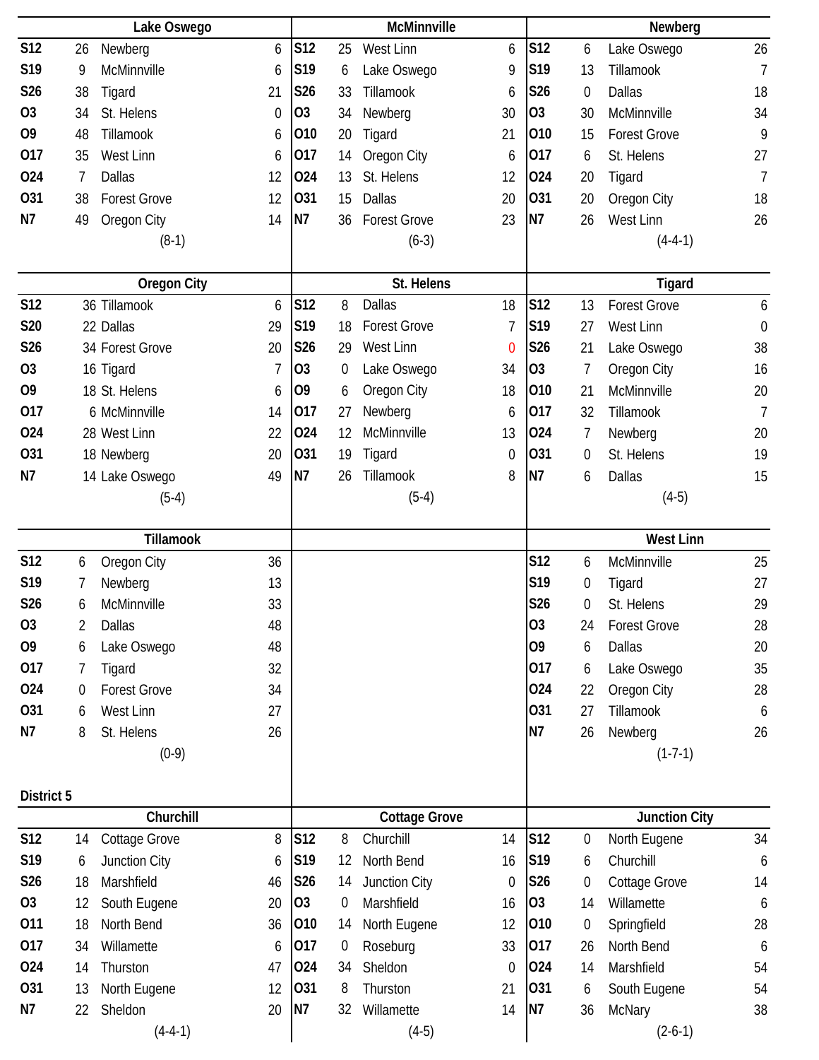### Lake Oswego

| Date | Score | Opponent | Opp |
|---|---|---|---|
| S12 | 26 | Newberg | 6 |
| S19 | 9 | McMinnville | 6 |
| S26 | 38 | Tigard | 21 |
| O3 | 34 | St. Helens | 0 |
| O9 | 48 | Tillamook | 6 |
| O17 | 35 | West Linn | 6 |
| O24 | 7 | Dallas | 12 |
| O31 | 38 | Forest Grove | 12 |
| N7 | 49 | Oregon City | 14 |

(8-1)

### McMinnville

| Date | Score | Opponent | Opp |
|---|---|---|---|
| S12 | 25 | West Linn | 6 |
| S19 | 6 | Lake Oswego | 9 |
| S26 | 33 | Tillamook | 6 |
| O3 | 34 | Newberg | 30 |
| O10 | 20 | Tigard | 21 |
| O17 | 14 | Oregon City | 6 |
| O24 | 13 | St. Helens | 12 |
| O31 | 15 | Dallas | 20 |
| N7 | 36 | Forest Grove | 23 |

(6-3)

### Newberg

| Date | Score | Opponent | Opp |
|---|---|---|---|
| S12 | 6 | Lake Oswego | 26 |
| S19 | 13 | Tillamook | 7 |
| S26 | 0 | Dallas | 18 |
| O3 | 30 | McMinnville | 34 |
| O10 | 15 | Forest Grove | 9 |
| O17 | 6 | St. Helens | 27 |
| O24 | 20 | Tigard | 7 |
| O31 | 20 | Oregon City | 18 |
| N7 | 26 | West Linn | 26 |

(4-4-1)

### Oregon City

| Date | Score | Opponent | Opp |
|---|---|---|---|
| S12 | 36 | Tillamook | 6 |
| S20 | 22 | Dallas | 29 |
| S26 | 34 | Forest Grove | 20 |
| O3 | 16 | Tigard | 7 |
| O9 | 18 | St. Helens | 6 |
| O17 | 6 | McMinnville | 14 |
| O24 | 28 | West Linn | 22 |
| O31 | 18 | Newberg | 20 |
| N7 | 14 | Lake Oswego | 49 |

(5-4)

### St. Helens

| Date | Score | Opponent | Opp |
|---|---|---|---|
| S12 | 8 | Dallas | 18 |
| S19 | 18 | Forest Grove | 7 |
| S26 | 29 | West Linn | 0 |
| O3 | 0 | Lake Oswego | 34 |
| O9 | 6 | Oregon City | 18 |
| O17 | 27 | Newberg | 6 |
| O24 | 12 | McMinnville | 13 |
| O31 | 19 | Tigard | 0 |
| N7 | 26 | Tillamook | 8 |

(5-4)

### Tigard

| Date | Score | Opponent | Opp |
|---|---|---|---|
| S12 | 13 | Forest Grove | 6 |
| S19 | 27 | West Linn | 0 |
| S26 | 21 | Lake Oswego | 38 |
| O3 | 7 | Oregon City | 16 |
| O10 | 21 | McMinnville | 20 |
| O17 | 32 | Tillamook | 7 |
| O24 | 7 | Newberg | 20 |
| O31 | 0 | St. Helens | 19 |
| N7 | 6 | Dallas | 15 |

(4-5)

### Tillamook

| Date | Score | Opponent | Opp |
|---|---|---|---|
| S12 | 6 | Oregon City | 36 |
| S19 | 7 | Newberg | 13 |
| S26 | 6 | McMinnville | 33 |
| O3 | 2 | Dallas | 48 |
| O9 | 6 | Lake Oswego | 48 |
| O17 | 7 | Tigard | 32 |
| O24 | 0 | Forest Grove | 34 |
| O31 | 6 | West Linn | 27 |
| N7 | 8 | St. Helens | 26 |

(0-9)

### West Linn

| Date | Score | Opponent | Opp |
|---|---|---|---|
| S12 | 6 | McMinnville | 25 |
| S19 | 0 | Tigard | 27 |
| S26 | 0 | St. Helens | 29 |
| O3 | 24 | Forest Grove | 28 |
| O9 | 6 | Dallas | 20 |
| O17 | 6 | Lake Oswego | 35 |
| O24 | 22 | Oregon City | 28 |
| O31 | 27 | Tillamook | 6 |
| N7 | 26 | Newberg | 26 |

(1-7-1)

## District 5

### Churchill

| Date | Score | Opponent | Opp |
|---|---|---|---|
| S12 | 14 | Cottage Grove | 8 |
| S19 | 6 | Junction City | 6 |
| S26 | 18 | Marshfield | 46 |
| O3 | 12 | South Eugene | 20 |
| O11 | 18 | North Bend | 36 |
| O17 | 34 | Willamette | 6 |
| O24 | 14 | Thurston | 47 |
| O31 | 13 | North Eugene | 12 |
| N7 | 22 | Sheldon | 20 |

(4-4-1)

### Cottage Grove

| Date | Score | Opponent | Opp |
|---|---|---|---|
| S12 | 8 | Churchill | 14 |
| S19 | 12 | North Bend | 16 |
| S26 | 14 | Junction City | 0 |
| O3 | 0 | Marshfield | 16 |
| O10 | 14 | North Eugene | 12 |
| O17 | 0 | Roseburg | 33 |
| O24 | 34 | Sheldon | 0 |
| O31 | 8 | Thurston | 21 |
| N7 | 32 | Willamette | 14 |

(4-5)

### Junction City

| Date | Score | Opponent | Opp |
|---|---|---|---|
| S12 | 0 | North Eugene | 34 |
| S19 | 6 | Churchill | 6 |
| S26 | 0 | Cottage Grove | 14 |
| O3 | 14 | Willamette | 6 |
| O10 | 0 | Springfield | 28 |
| O17 | 26 | North Bend | 6 |
| O24 | 14 | Marshfield | 54 |
| O31 | 6 | South Eugene | 54 |
| N7 | 36 | McNary | 38 |

(2-6-1)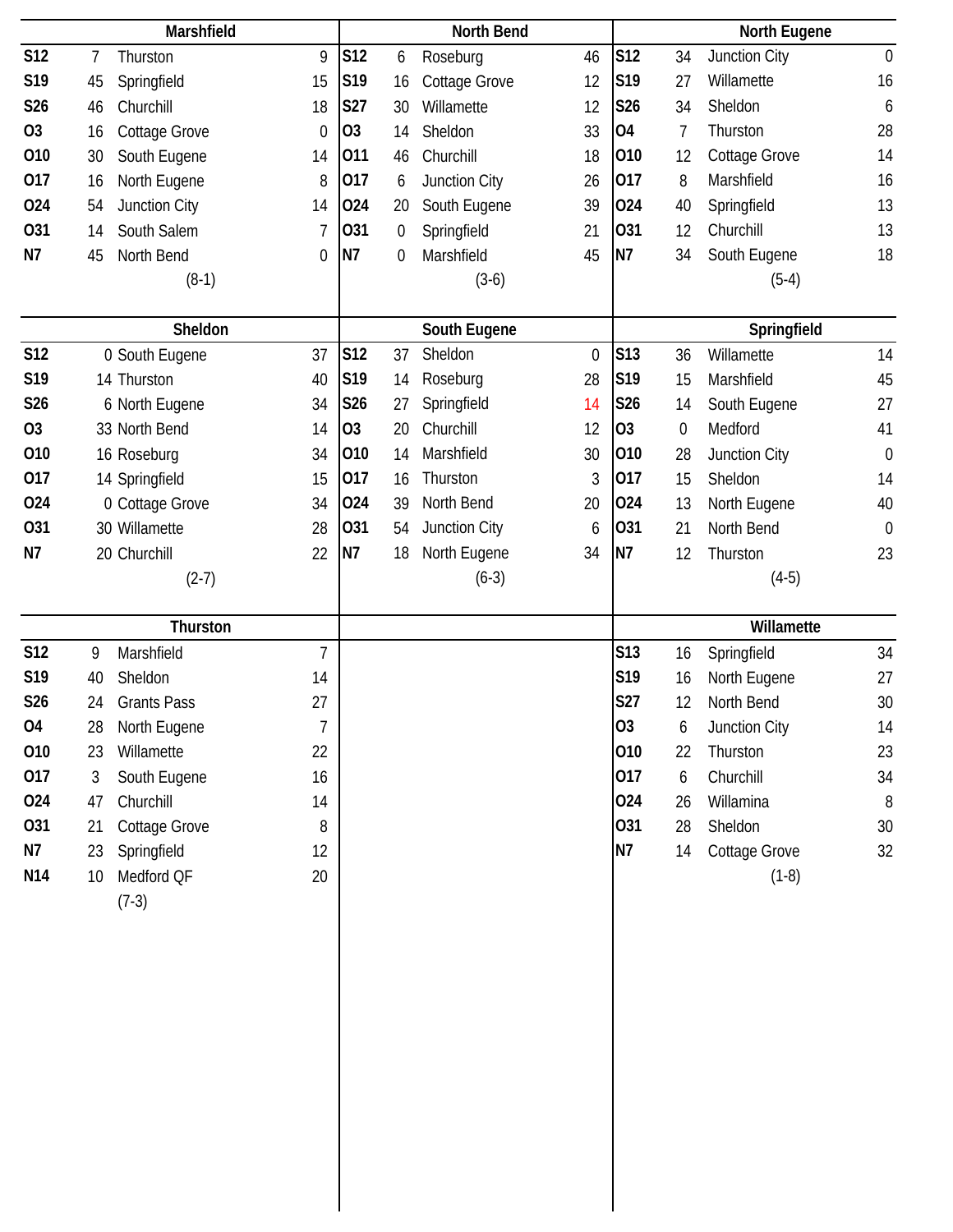## Marshfield

| Date | Score | Opponent | Score |
|---|---|---|---|
| S12 | 7 | Thurston | 9 |
| S19 | 45 | Springfield | 15 |
| S26 | 46 | Churchill | 18 |
| O3 | 16 | Cottage Grove | 0 |
| O10 | 30 | South Eugene | 14 |
| O17 | 16 | North Eugene | 8 |
| O24 | 54 | Junction City | 14 |
| O31 | 14 | South Salem | 7 |
| N7 | 45 | North Bend | 0 |

(8-1)

## North Bend

| Date | Score | Opponent | Score |
|---|---|---|---|
| S12 | 6 | Roseburg | 46 |
| S19 | 16 | Cottage Grove | 12 |
| S27 | 30 | Willamette | 12 |
| O3 | 14 | Sheldon | 33 |
| O11 | 46 | Churchill | 18 |
| O17 | 6 | Junction City | 26 |
| O24 | 20 | South Eugene | 39 |
| O31 | 0 | Springfield | 21 |
| N7 | 0 | Marshfield | 45 |

(3-6)

## North Eugene

| Date | Score | Opponent | Score |
|---|---|---|---|
| S12 | 34 | Junction City | 0 |
| S19 | 27 | Willamette | 16 |
| S26 | 34 | Sheldon | 6 |
| O4 | 7 | Thurston | 28 |
| O10 | 12 | Cottage Grove | 14 |
| O17 | 8 | Marshfield | 16 |
| O24 | 40 | Springfield | 13 |
| O31 | 12 | Churchill | 13 |
| N7 | 34 | South Eugene | 18 |

(5-4)

## Sheldon

| Date | Score | Opponent | Score |
|---|---|---|---|
| S12 | 0 | South Eugene | 37 |
| S19 | 14 | Thurston | 40 |
| S26 | 6 | North Eugene | 34 |
| O3 | 33 | North Bend | 14 |
| O10 | 16 | Roseburg | 34 |
| O17 | 14 | Springfield | 15 |
| O24 | 0 | Cottage Grove | 34 |
| O31 | 30 | Willamette | 28 |
| N7 | 20 | Churchill | 22 |

(2-7)

## South Eugene

| Date | Score | Opponent | Score |
|---|---|---|---|
| S12 | 37 | Sheldon | 0 |
| S19 | 14 | Roseburg | 28 |
| S26 | 27 | Springfield | 14 |
| O3 | 20 | Churchill | 12 |
| O10 | 14 | Marshfield | 30 |
| O17 | 16 | Thurston | 3 |
| O24 | 39 | North Bend | 20 |
| O31 | 54 | Junction City | 6 |
| N7 | 18 | North Eugene | 34 |

(6-3)

## Springfield

| Date | Score | Opponent | Score |
|---|---|---|---|
| S13 | 36 | Willamette | 14 |
| S19 | 15 | Marshfield | 45 |
| S26 | 14 | South Eugene | 27 |
| O3 | 0 | Medford | 41 |
| O10 | 28 | Junction City | 0 |
| O17 | 15 | Sheldon | 14 |
| O24 | 13 | North Eugene | 40 |
| O31 | 21 | North Bend | 0 |
| N7 | 12 | Thurston | 23 |

(4-5)

## Thurston

| Date | Score | Opponent | Score |
|---|---|---|---|
| S12 | 9 | Marshfield | 7 |
| S19 | 40 | Sheldon | 14 |
| S26 | 24 | Grants Pass | 27 |
| O4 | 28 | North Eugene | 7 |
| O10 | 23 | Willamette | 22 |
| O17 | 3 | South Eugene | 16 |
| O24 | 47 | Churchill | 14 |
| O31 | 21 | Cottage Grove | 8 |
| N7 | 23 | Springfield | 12 |
| N14 | 10 | Medford QF | 20 |

(7-3)

## Willamette

| Date | Score | Opponent | Score |
|---|---|---|---|
| S13 | 16 | Springfield | 34 |
| S19 | 16 | North Eugene | 27 |
| S27 | 12 | North Bend | 30 |
| O3 | 6 | Junction City | 14 |
| O10 | 22 | Thurston | 23 |
| O17 | 6 | Churchill | 34 |
| O24 | 26 | Willamina | 8 |
| O31 | 28 | Sheldon | 30 |
| N7 | 14 | Cottage Grove | 32 |

(1-8)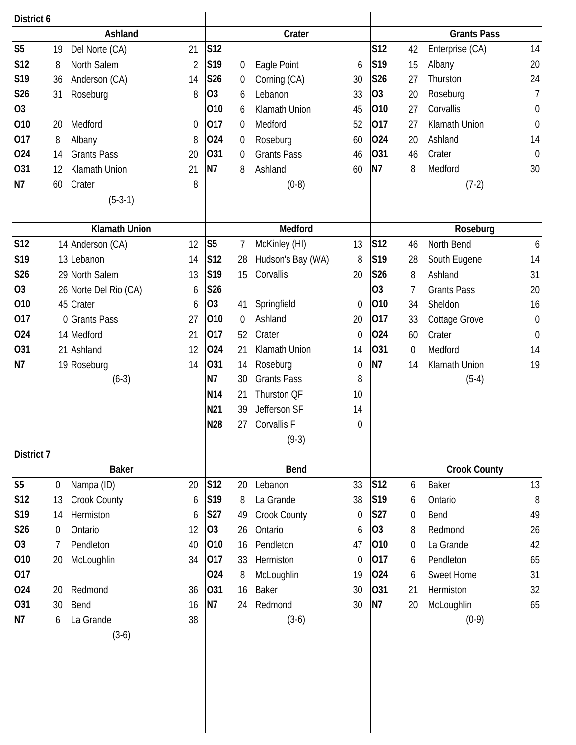## District 6

### Ashland

| Date | Score | Opponent | Opp |
|---|---|---|---|
| S5 | 19 | Del Norte (CA) | 21 |
| S12 | 8 | North Salem | 2 |
| S19 | 36 | Anderson (CA) | 14 |
| S26 | 31 | Roseburg | 8 |
| O3 | | | |
| O10 | 20 | Medford | 0 |
| O17 | 8 | Albany | 8 |
| O24 | 14 | Grants Pass | 20 |
| O31 | 12 | Klamath Union | 21 |
| N7 | 60 | Crater | 8 |

(5-3-1)

### Crater

| Date | Score | Opponent | Opp |
|---|---|---|---|
| S12 | | | |
| S19 | 0 | Eagle Point | 6 |
| S26 | 0 | Corning (CA) | 30 |
| O3 | 6 | Lebanon | 33 |
| O10 | 6 | Klamath Union | 45 |
| O17 | 0 | Medford | 52 |
| O24 | 0 | Roseburg | 60 |
| O31 | 0 | Grants Pass | 46 |
| N7 | 8 | Ashland | 60 |

(0-8)

### Grants Pass

| Date | Score | Opponent | Opp |
|---|---|---|---|
| S12 | 42 | Enterprise (CA) | 14 |
| S19 | 15 | Albany | 20 |
| S26 | 27 | Thurston | 24 |
| O3 | 20 | Roseburg | 7 |
| O10 | 27 | Corvallis | 0 |
| O17 | 27 | Klamath Union | 0 |
| O24 | 20 | Ashland | 14 |
| O31 | 46 | Crater | 0 |
| N7 | 8 | Medford | 30 |

(7-2)

### Klamath Union

| Date | Score | Opponent | Opp |
|---|---|---|---|
| S12 | 14 | Anderson (CA) | 12 |
| S19 | 13 | Lebanon | 14 |
| S26 | 29 | North Salem | 13 |
| O3 | 26 | Norte Del Rio (CA) | 6 |
| O10 | 45 | Crater | 6 |
| O17 | 0 | Grants Pass | 27 |
| O24 | 14 | Medford | 21 |
| O31 | 21 | Ashland | 12 |
| N7 | 19 | Roseburg | 14 |

(6-3)

### Medford

| Date | Score | Opponent | Opp |
|---|---|---|---|
| S5 | 7 | McKinley (HI) | 13 |
| S12 | 28 | Hudson's Bay (WA) | 8 |
| S19 | 15 | Corvallis | 20 |
| S26 | | | |
| O3 | 41 | Springfield | 0 |
| O10 | 0 | Ashland | 20 |
| O17 | 52 | Crater | 0 |
| O24 | 21 | Klamath Union | 14 |
| O31 | 14 | Roseburg | 0 |
| N7 | 30 | Grants Pass | 8 |
| N14 | 21 | Thurston QF | 10 |
| N21 | 39 | Jefferson SF | 14 |
| N28 | 27 | Corvallis F | 0 |

(9-3)

### Roseburg

| Date | Score | Opponent | Opp |
|---|---|---|---|
| S12 | 46 | North Bend | 6 |
| S19 | 28 | South Eugene | 14 |
| S26 | 8 | Ashland | 31 |
| O3 | 7 | Grants Pass | 20 |
| O10 | 34 | Sheldon | 16 |
| O17 | 33 | Cottage Grove | 0 |
| O24 | 60 | Crater | 0 |
| O31 | 0 | Medford | 14 |
| N7 | 14 | Klamath Union | 19 |

(5-4)

## District 7

### Baker

| Date | Score | Opponent | Opp |
|---|---|---|---|
| S5 | 0 | Nampa (ID) | 20 |
| S12 | 13 | Crook County | 6 |
| S19 | 14 | Hermiston | 6 |
| S26 | 0 | Ontario | 12 |
| O3 | 7 | Pendleton | 40 |
| O10 | 20 | McLoughlin | 34 |
| O17 | | | |
| O24 | 20 | Redmond | 36 |
| O31 | 30 | Bend | 16 |
| N7 | 6 | La Grande | 38 |

(3-6)

### Bend

| Date | Score | Opponent | Opp |
|---|---|---|---|
| S12 | 20 | Lebanon | 33 |
| S19 | 8 | La Grande | 38 |
| S27 | 49 | Crook County | 0 |
| O3 | 26 | Ontario | 6 |
| O10 | 16 | Pendleton | 47 |
| O17 | 33 | Hermiston | 0 |
| O24 | 8 | McLoughlin | 19 |
| O31 | 16 | Baker | 30 |
| N7 | 24 | Redmond | 30 |

(3-6)

### Crook County

| Date | Score | Opponent | Opp |
|---|---|---|---|
| S12 | 6 | Baker | 13 |
| S19 | 6 | Ontario | 8 |
| S27 | 0 | Bend | 49 |
| O3 | 8 | Redmond | 26 |
| O10 | 0 | La Grande | 42 |
| O17 | 6 | Pendleton | 65 |
| O24 | 6 | Sweet Home | 31 |
| O31 | 21 | Hermiston | 32 |
| N7 | 20 | McLoughlin | 65 |

(0-9)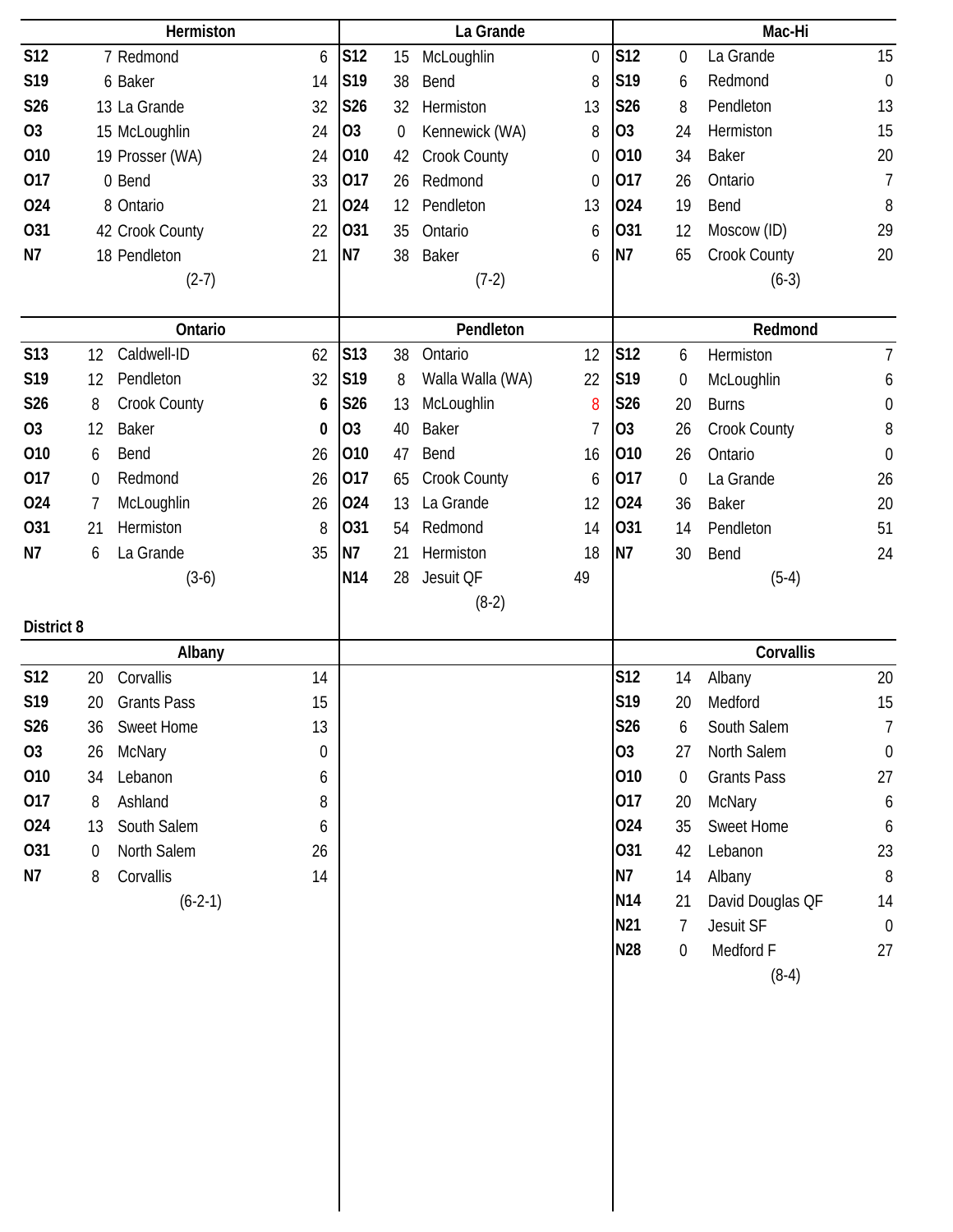## Hermiston

| Date | Score | Opponent | Opp |
|---|---|---|---|
| S12 | 7 | Redmond | 6 |
| S19 | 6 | Baker | 14 |
| S26 | 13 | La Grande | 32 |
| O3 | 15 | McLoughlin | 24 |
| O10 | 19 | Prosser (WA) | 24 |
| O17 | 0 | Bend | 33 |
| O24 | 8 | Ontario | 21 |
| O31 | 42 | Crook County | 22 |
| N7 | 18 | Pendleton | 21 |

(2-7)

## La Grande

| Date | Score | Opponent | Opp |
|---|---|---|---|
| S12 | 15 | McLoughlin | 0 |
| S19 | 38 | Bend | 8 |
| S26 | 32 | Hermiston | 13 |
| O3 | 0 | Kennewick (WA) | 8 |
| O10 | 42 | Crook County | 0 |
| O17 | 26 | Redmond | 0 |
| O24 | 12 | Pendleton | 13 |
| O31 | 35 | Ontario | 6 |
| N7 | 38 | Baker | 6 |

(7-2)

## Mac-Hi

| Date | Score | Opponent | Opp |
|---|---|---|---|
| S12 | 0 | La Grande | 15 |
| S19 | 6 | Redmond | 0 |
| S26 | 8 | Pendleton | 13 |
| O3 | 24 | Hermiston | 15 |
| O10 | 34 | Baker | 20 |
| O17 | 26 | Ontario | 7 |
| O24 | 19 | Bend | 8 |
| O31 | 12 | Moscow (ID) | 29 |
| N7 | 65 | Crook County | 20 |

(6-3)

## Ontario

| Date | Score | Opponent | Opp |
|---|---|---|---|
| S13 | 12 | Caldwell-ID | 62 |
| S19 | 12 | Pendleton | 32 |
| S26 | 8 | Crook County | **6** |
| O3 | 12 | Baker | **0** |
| O10 | 6 | Bend | 26 |
| O17 | 0 | Redmond | 26 |
| O24 | 7 | McLoughlin | 26 |
| O31 | 21 | Hermiston | 8 |
| N7 | 6 | La Grande | 35 |

(3-6)

## Pendleton

| Date | Score | Opponent | Opp |
|---|---|---|---|
| S13 | 38 | Ontario | 12 |
| S19 | 8 | Walla Walla (WA) | 22 |
| S26 | 13 | McLoughlin | 8 |
| O3 | 40 | Baker | 7 |
| O10 | 47 | Bend | 16 |
| O17 | 65 | Crook County | 6 |
| O24 | 13 | La Grande | 12 |
| O31 | 54 | Redmond | 14 |
| N7 | 21 | Hermiston | 18 |
| N14 | 28 | Jesuit QF | 49 |

(8-2)

## Redmond

| Date | Score | Opponent | Opp |
|---|---|---|---|
| S12 | 6 | Hermiston | 7 |
| S19 | 0 | McLoughlin | 6 |
| S26 | 20 | Burns | 0 |
| O3 | 26 | Crook County | 8 |
| O10 | 26 | Ontario | 0 |
| O17 | 0 | La Grande | 26 |
| O24 | 36 | Baker | 20 |
| O31 | 14 | Pendleton | 51 |
| N7 | 30 | Bend | 24 |

(5-4)

# District 8

## Albany

| Date | Score | Opponent | Opp |
|---|---|---|---|
| S12 | 20 | Corvallis | 14 |
| S19 | 20 | Grants Pass | 15 |
| S26 | 36 | Sweet Home | 13 |
| O3 | 26 | McNary | 0 |
| O10 | 34 | Lebanon | 6 |
| O17 | 8 | Ashland | 8 |
| O24 | 13 | South Salem | 6 |
| O31 | 0 | North Salem | 26 |
| N7 | 8 | Corvallis | 14 |

(6-2-1)

## Corvallis

| Date | Score | Opponent | Opp |
|---|---|---|---|
| S12 | 14 | Albany | 20 |
| S19 | 20 | Medford | 15 |
| S26 | 6 | South Salem | 7 |
| O3 | 27 | North Salem | 0 |
| O10 | 0 | Grants Pass | 27 |
| O17 | 20 | McNary | 6 |
| O24 | 35 | Sweet Home | 6 |
| O31 | 42 | Lebanon | 23 |
| N7 | 14 | Albany | 8 |
| N14 | 21 | David Douglas QF | 14 |
| N21 | 7 | Jesuit SF | 0 |
| N28 | 0 | Medford F | 27 |

(8-4)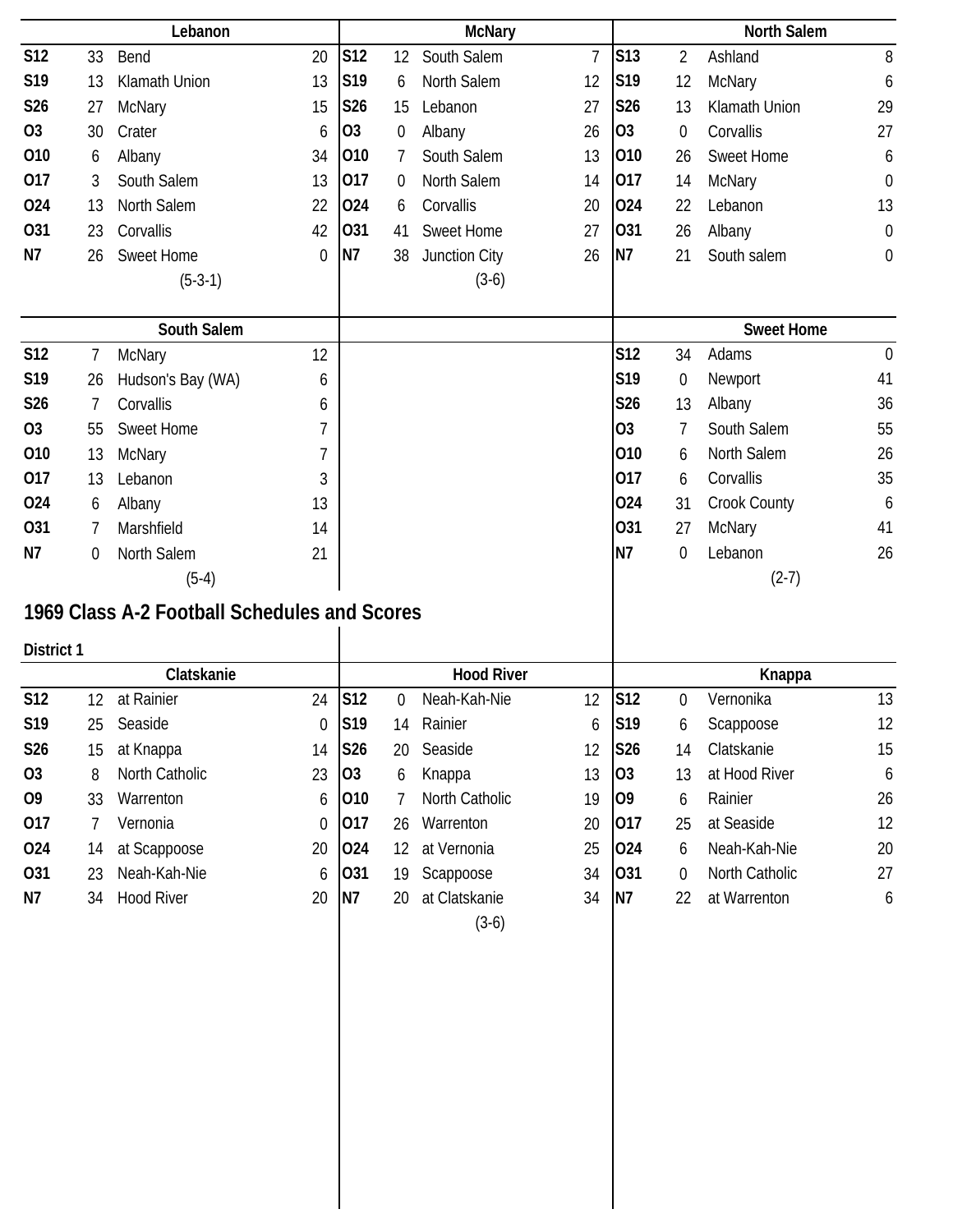### Lebanon

| Date | Score | Opponent | Score |
|---|---|---|---|
| S12 | 33 | Bend | 20 |
| S19 | 13 | Klamath Union | 13 |
| S26 | 27 | McNary | 15 |
| O3 | 30 | Crater | 6 |
| O10 | 6 | Albany | 34 |
| O17 | 3 | South Salem | 13 |
| O24 | 13 | North Salem | 22 |
| O31 | 23 | Corvallis | 42 |
| N7 | 26 | Sweet Home | 0 |

(5-3-1)

### McNary

| Date | Score | Opponent | Score |
|---|---|---|---|
| S12 | 12 | South Salem | 7 |
| S19 | 6 | North Salem | 12 |
| S26 | 15 | Lebanon | 27 |
| O3 | 0 | Albany | 26 |
| O10 | 7 | South Salem | 13 |
| O17 | 0 | North Salem | 14 |
| O24 | 6 | Corvallis | 20 |
| O31 | 41 | Sweet Home | 27 |
| N7 | 38 | Junction City | 26 |

(3-6)

### North Salem

| Date | Score | Opponent | Score |
|---|---|---|---|
| S13 | 2 | Ashland | 8 |
| S19 | 12 | McNary | 6 |
| S26 | 13 | Klamath Union | 29 |
| O3 | 0 | Corvallis | 27 |
| O10 | 26 | Sweet Home | 6 |
| O17 | 14 | McNary | 0 |
| O24 | 22 | Lebanon | 13 |
| O31 | 26 | Albany | 0 |
| N7 | 21 | South salem | 0 |

### South Salem

| Date | Score | Opponent | Score |
|---|---|---|---|
| S12 | 7 | McNary | 12 |
| S19 | 26 | Hudson's Bay (WA) | 6 |
| S26 | 7 | Corvallis | 6 |
| O3 | 55 | Sweet Home | 7 |
| O10 | 13 | McNary | 7 |
| O17 | 13 | Lebanon | 3 |
| O24 | 6 | Albany | 13 |
| O31 | 7 | Marshfield | 14 |
| N7 | 0 | North Salem | 21 |

(5-4)

### Sweet Home

| Date | Score | Opponent | Score |
|---|---|---|---|
| S12 | 34 | Adams | 0 |
| S19 | 0 | Newport | 41 |
| S26 | 13 | Albany | 36 |
| O3 | 7 | South Salem | 55 |
| O10 | 6 | North Salem | 26 |
| O17 | 6 | Corvallis | 35 |
| O24 | 31 | Crook County | 6 |
| O31 | 27 | McNary | 41 |
| N7 | 0 | Lebanon | 26 |

(2-7)

## 1969 Class A-2 Football Schedules and Scores

**District 1**

### Clatskanie

| Date | Score | Opponent | Score |
|---|---|---|---|
| S12 | 12 | at Rainier | 24 |
| S19 | 25 | Seaside | 0 |
| S26 | 15 | at Knappa | 14 |
| O3 | 8 | North Catholic | 23 |
| O9 | 33 | Warrenton | 6 |
| O17 | 7 | Vernonia | 0 |
| O24 | 14 | at Scappoose | 20 |
| O31 | 23 | Neah-Kah-Nie | 6 |
| N7 | 34 | Hood River | 20 |

### Hood River

| Date | Score | Opponent | Score |
|---|---|---|---|
| S12 | 0 | Neah-Kah-Nie | 12 |
| S19 | 14 | Rainier | 6 |
| S26 | 20 | Seaside | 12 |
| O3 | 6 | Knappa | 13 |
| O10 | 7 | North Catholic | 19 |
| O17 | 26 | Warrenton | 20 |
| O24 | 12 | at Vernonia | 25 |
| O31 | 19 | Scappoose | 34 |
| N7 | 20 | at Clatskanie | 34 |

(3-6)

### Knappa

| Date | Score | Opponent | Score |
|---|---|---|---|
| S12 | 0 | Vernonika | 13 |
| S19 | 6 | Scappoose | 12 |
| S26 | 14 | Clatskanie | 15 |
| O3 | 13 | at Hood River | 6 |
| O9 | 6 | Rainier | 26 |
| O17 | 25 | at Seaside | 12 |
| O24 | 6 | Neah-Kah-Nie | 20 |
| O31 | 0 | North Catholic | 27 |
| N7 | 22 | at Warrenton | 6 |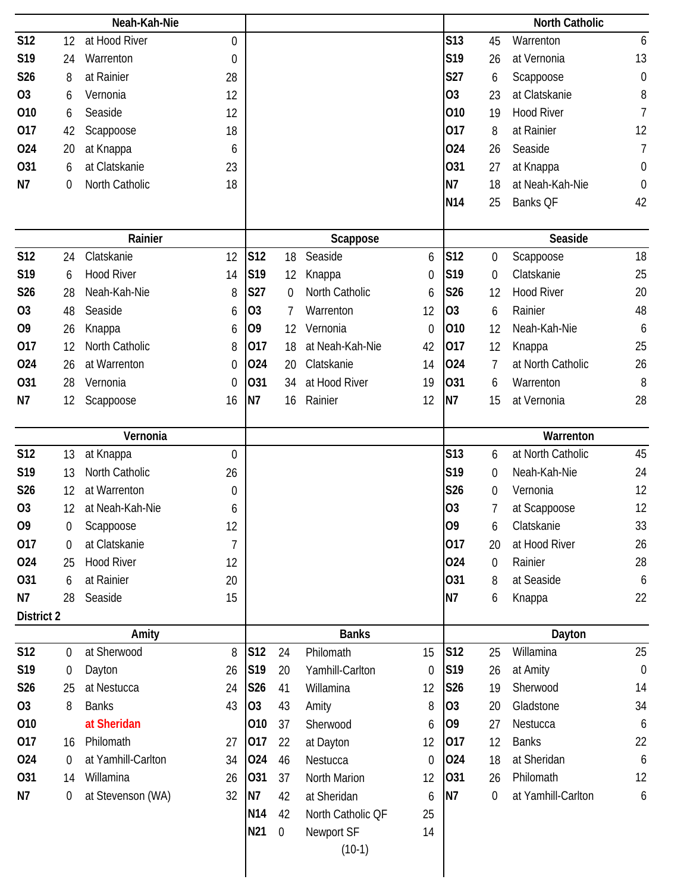### Neah-Kah-Nie

| Date | Score | Opponent | Opp |
|---|---|---|---|
| S12 | 12 | at Hood River | 0 |
| S19 | 24 | Warrenton | 0 |
| S26 | 8 | at Rainier | 28 |
| O3 | 6 | Vernonia | 12 |
| O10 | 6 | Seaside | 12 |
| O17 | 42 | Scappoose | 18 |
| O24 | 20 | at Knappa | 6 |
| O31 | 6 | at Clatskanie | 23 |
| N7 | 0 | North Catholic | 18 |

### North Catholic

| Date | Score | Opponent | Opp |
|---|---|---|---|
| S13 | 45 | Warrenton | 6 |
| S19 | 26 | at Vernonia | 13 |
| S27 | 6 | Scappoose | 0 |
| O3 | 23 | at Clatskanie | 8 |
| O10 | 19 | Hood River | 7 |
| O17 | 8 | at Rainier | 12 |
| O24 | 26 | Seaside | 7 |
| O31 | 27 | at Knappa | 0 |
| N7 | 18 | at Neah-Kah-Nie | 0 |
| N14 | 25 | Banks QF | 42 |

### Rainier

| Date | Score | Opponent | Opp |
|---|---|---|---|
| S12 | 24 | Clatskanie | 12 |
| S19 | 6 | Hood River | 14 |
| S26 | 28 | Neah-Kah-Nie | 8 |
| O3 | 48 | Seaside | 6 |
| O9 | 26 | Knappa | 6 |
| O17 | 12 | North Catholic | 8 |
| O24 | 26 | at Warrenton | 0 |
| O31 | 28 | Vernonia | 0 |
| N7 | 12 | Scappoose | 16 |

### Scappoose

| Date | Score | Opponent | Opp |
|---|---|---|---|
| S12 | 18 | Seaside | 6 |
| S19 | 12 | Knappa | 0 |
| S27 | 0 | North Catholic | 6 |
| O3 | 7 | Warrenton | 12 |
| O9 | 12 | Vernonia | 0 |
| O17 | 18 | at Neah-Kah-Nie | 42 |
| O24 | 20 | Clatskanie | 14 |
| O31 | 34 | at Hood River | 19 |
| N7 | 16 | Rainier | 12 |

### Seaside

| Date | Score | Opponent | Opp |
|---|---|---|---|
| S12 | 0 | Scappoose | 18 |
| S19 | 0 | Clatskanie | 25 |
| S26 | 12 | Hood River | 20 |
| O3 | 6 | Rainier | 48 |
| O10 | 12 | Neah-Kah-Nie | 6 |
| O17 | 12 | Knappa | 25 |
| O24 | 7 | at North Catholic | 26 |
| O31 | 6 | Warrenton | 8 |
| N7 | 15 | at Vernonia | 28 |

### Vernonia

| Date | Score | Opponent | Opp |
|---|---|---|---|
| S12 | 13 | at Knappa | 0 |
| S19 | 13 | North Catholic | 26 |
| S26 | 12 | at Warrenton | 0 |
| O3 | 12 | at Neah-Kah-Nie | 6 |
| O9 | 0 | Scappoose | 12 |
| O17 | 0 | at Clatskanie | 7 |
| O24 | 25 | Hood River | 12 |
| O31 | 6 | at Rainier | 20 |
| N7 | 28 | Seaside | 15 |

### Warrenton

| Date | Score | Opponent | Opp |
|---|---|---|---|
| S13 | 6 | at North Catholic | 45 |
| S19 | 0 | Neah-Kah-Nie | 24 |
| S26 | 0 | Vernonia | 12 |
| O3 | 7 | at Scappoose | 12 |
| O9 | 6 | Clatskanie | 33 |
| O17 | 20 | at Hood River | 26 |
| O24 | 0 | Rainier | 28 |
| O31 | 8 | at Seaside | 6 |
| N7 | 6 | Knappa | 22 |

## District 2

### Amity

| Date | Score | Opponent | Opp |
|---|---|---|---|
| S12 | 0 | at Sherwood | 8 |
| S19 | 0 | Dayton | 26 |
| S26 | 25 | at Nestucca | 24 |
| O3 | 8 | Banks | 43 |
| O10 | | at Sheridan | |
| O17 | 16 | Philomath | 27 |
| O24 | 0 | at Yamhill-Carlton | 34 |
| O31 | 14 | Willamina | 26 |
| N7 | 0 | at Stevenson (WA) | 32 |

### Banks

| Date | Score | Opponent | Opp |
|---|---|---|---|
| S12 | 24 | Philomath | 15 |
| S19 | 20 | Yamhill-Carlton | 0 |
| S26 | 41 | Willamina | 12 |
| O3 | 43 | Amity | 8 |
| O10 | 37 | Sherwood | 6 |
| O17 | 22 | at Dayton | 12 |
| O24 | 46 | Nestucca | 0 |
| O31 | 37 | North Marion | 12 |
| N7 | 42 | at Sheridan | 6 |
| N14 | 42 | North Catholic QF | 25 |
| N21 | 0 | Newport SF | 14 |

(10-1)

### Dayton

| Date | Score | Opponent | Opp |
|---|---|---|---|
| S12 | 25 | Willamina | 25 |
| S19 | 26 | at Amity | 0 |
| S26 | 19 | Sherwood | 14 |
| O3 | 20 | Gladstone | 34 |
| O9 | 27 | Nestucca | 6 |
| O17 | 12 | Banks | 22 |
| O24 | 18 | at Sheridan | 6 |
| O31 | 26 | Philomath | 12 |
| N7 | 0 | at Yamhill-Carlton | 6 |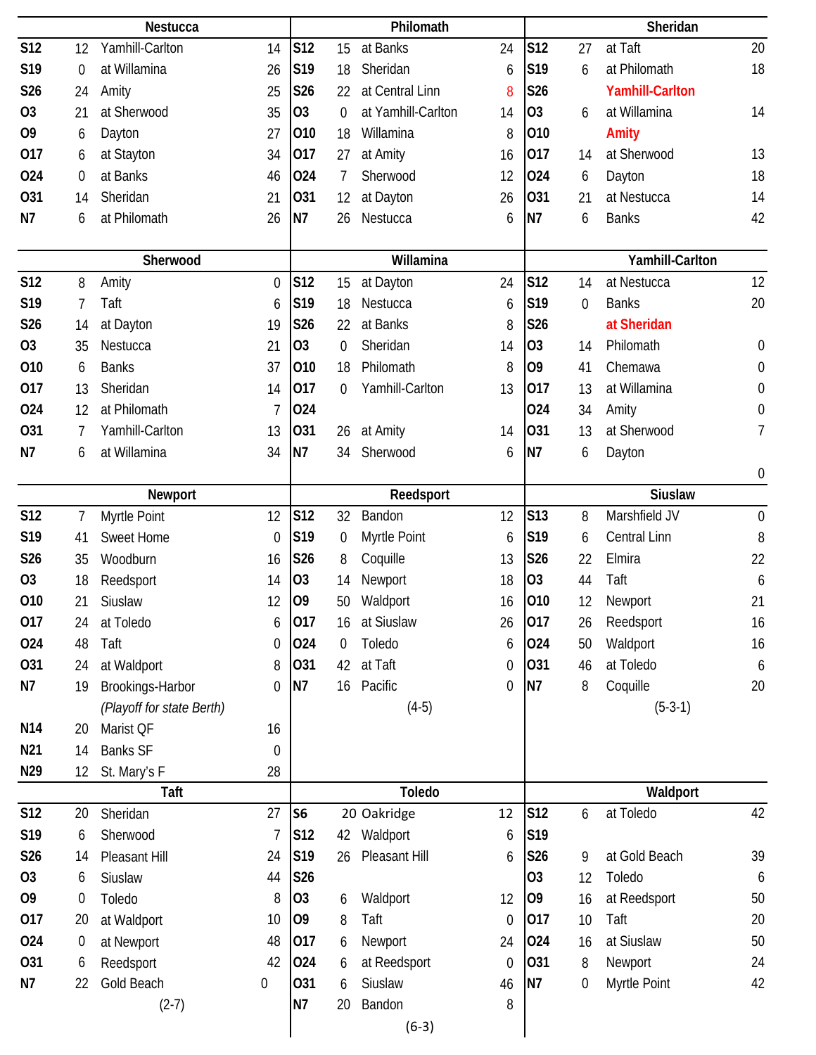### Nestucca

| Date | Score | Opponent | Opp |
|---|---|---|---|
| S12 | 12 | Yamhill-Carlton | 14 |
| S19 | 0 | at Willamina | 26 |
| S26 | 24 | Amity | 25 |
| O3 | 21 | at Sherwood | 35 |
| O9 | 6 | Dayton | 27 |
| O17 | 6 | at Stayton | 34 |
| O24 | 0 | at Banks | 46 |
| O31 | 14 | Sheridan | 21 |
| N7 | 6 | at Philomath | 26 |

### Philomath

| Date | Score | Opponent | Opp |
|---|---|---|---|
| S12 | 15 | at Banks | 24 |
| S19 | 18 | Sheridan | 6 |
| S26 | 22 | at Central Linn | 8 |
| O3 | 0 | at Yamhill-Carlton | 14 |
| O10 | 18 | Willamina | 8 |
| O17 | 27 | at Amity | 16 |
| O24 | 7 | Sherwood | 12 |
| O31 | 12 | at Dayton | 26 |
| N7 | 26 | Nestucca | 6 |

### Sheridan

| Date | Score | Opponent | Opp |
|---|---|---|---|
| S12 | 27 | at Taft | 20 |
| S19 | 6 | at Philomath | 18 |
| S26 | | Yamhill-Carlton | |
| O3 | 6 | at Willamina | 14 |
| O10 | | Amity | |
| O17 | 14 | at Sherwood | 13 |
| O24 | 6 | Dayton | 18 |
| O31 | 21 | at Nestucca | 14 |
| N7 | 6 | Banks | 42 |

### Sherwood

| Date | Score | Opponent | Opp |
|---|---|---|---|
| S12 | 8 | Amity | 0 |
| S19 | 7 | Taft | 6 |
| S26 | 14 | at Dayton | 19 |
| O3 | 35 | Nestucca | 21 |
| O10 | 6 | Banks | 37 |
| O17 | 13 | Sheridan | 14 |
| O24 | 12 | at Philomath | 7 |
| O31 | 7 | Yamhill-Carlton | 13 |
| N7 | 6 | at Willamina | 34 |

### Willamina

| Date | Score | Opponent | Opp |
|---|---|---|---|
| S12 | 15 | at Dayton | 24 |
| S19 | 18 | Nestucca | 6 |
| S26 | 22 | at Banks | 8 |
| O3 | 0 | Sheridan | 14 |
| O10 | 18 | Philomath | 8 |
| O17 | 0 | Yamhill-Carlton | 13 |
| O24 | | | |
| O31 | 26 | at Amity | 14 |
| N7 | 34 | Sherwood | 6 |

### Yamhill-Carlton

| Date | Score | Opponent | Opp |
|---|---|---|---|
| S12 | 14 | at Nestucca | 12 |
| S19 | 0 | Banks | 20 |
| S26 | | at Sheridan | |
| O3 | 14 | Philomath | 0 |
| O9 | 41 | Chemawa | 0 |
| O17 | 13 | at Willamina | 0 |
| O24 | 34 | Amity | 0 |
| O31 | 13 | at Sherwood | 7 |
| N7 | 6 | Dayton | 0 |

### Newport

| Date | Score | Opponent | Opp |
|---|---|---|---|
| S12 | 7 | Myrtle Point | 12 |
| S19 | 41 | Sweet Home | 0 |
| S26 | 35 | Woodburn | 16 |
| O3 | 18 | Reedsport | 14 |
| O10 | 21 | Siuslaw | 12 |
| O17 | 24 | at Toledo | 6 |
| O24 | 48 | Taft | 0 |
| O31 | 24 | at Waldport | 8 |
| N7 | 19 | Brookings-Harbor | 0 |
| | | *(Playoff for state Berth)* | |
| N14 | 20 | Marist QF | 16 |
| N21 | 14 | Banks SF | 0 |
| N29 | 12 | St. Mary's F | 28 |

### Reedsport

| Date | Score | Opponent | Opp |
|---|---|---|---|
| S12 | 32 | Bandon | 12 |
| S19 | 0 | Myrtle Point | 6 |
| S26 | 8 | Coquille | 13 |
| O3 | 14 | Newport | 18 |
| O9 | 50 | Waldport | 16 |
| O17 | 16 | at Siuslaw | 26 |
| O24 | 0 | Toledo | 6 |
| O31 | 42 | at Taft | 0 |
| N7 | 16 | Pacific | 0 |

(4-5)

### Siuslaw

| Date | Score | Opponent | Opp |
|---|---|---|---|
| S13 | 8 | Marshfield JV | 0 |
| S19 | 6 | Central Linn | 8 |
| S26 | 22 | Elmira | 22 |
| O3 | 44 | Taft | 6 |
| O10 | 12 | Newport | 21 |
| O17 | 26 | Reedsport | 16 |
| O24 | 50 | Waldport | 16 |
| O31 | 46 | at Toledo | 6 |
| N7 | 8 | Coquille | 20 |

(5-3-1)

### Taft

| Date | Score | Opponent | Opp |
|---|---|---|---|
| S12 | 20 | Sheridan | 27 |
| S19 | 6 | Sherwood | 7 |
| S26 | 14 | Pleasant Hill | 24 |
| O3 | 6 | Siuslaw | 44 |
| O9 | 0 | Toledo | 8 |
| O17 | 20 | at Waldport | 10 |
| O24 | 0 | at Newport | 48 |
| O31 | 6 | Reedsport | 42 |
| N7 | 22 | Gold Beach | 0 |

(2-7)

### Toledo

| Date | Score | Opponent | Opp |
|---|---|---|---|
| S6 | 20 | Oakridge | 12 |
| S12 | 42 | Waldport | 6 |
| S19 | 26 | Pleasant Hill | 6 |
| S26 | | | |
| O3 | 6 | Waldport | 12 |
| O9 | 8 | Taft | 0 |
| O17 | 6 | Newport | 24 |
| O24 | 6 | at Reedsport | 0 |
| O31 | 6 | Siuslaw | 46 |
| N7 | 20 | Bandon | 8 |

(6-3)

### Waldport

| Date | Score | Opponent | Opp |
|---|---|---|---|
| S12 | 6 | at Toledo | 42 |
| S19 | | | |
| S26 | 9 | at Gold Beach | 39 |
| O3 | 12 | Toledo | 6 |
| O9 | 16 | at Reedsport | 50 |
| O17 | 10 | Taft | 20 |
| O24 | 16 | at Siuslaw | 50 |
| O31 | 8 | Newport | 24 |
| N7 | 0 | Myrtle Point | 42 |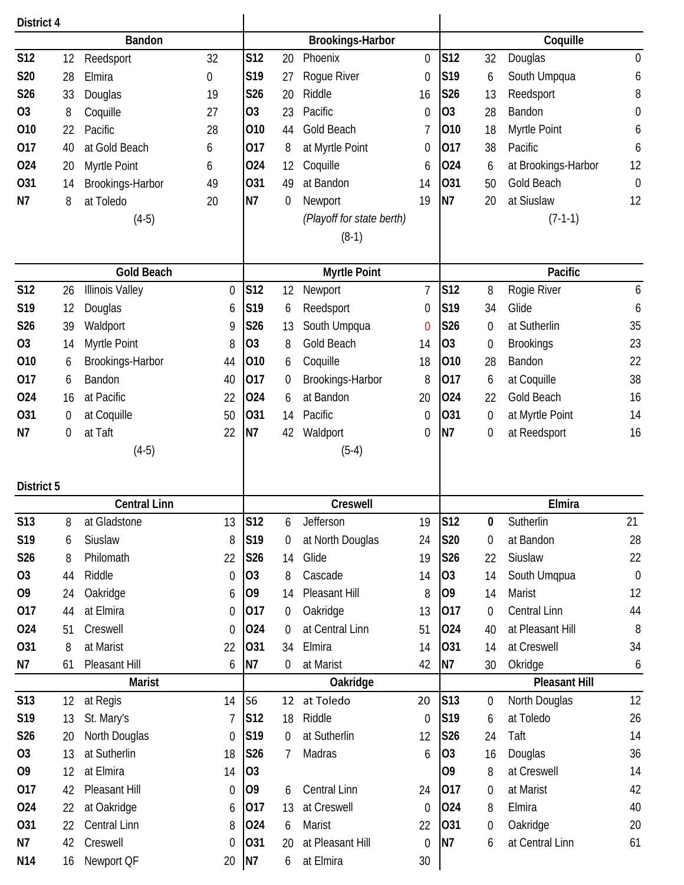## District 4

### Bandon

| Date | Score | Opponent | Opp |
|---|---|---|---|
| S12 | 12 | Reedsport | 32 |
| S20 | 28 | Elmira | 0 |
| S26 | 33 | Douglas | 19 |
| O3 | 8 | Coquille | 27 |
| O10 | 22 | Pacific | 28 |
| O17 | 40 | at Gold Beach | 6 |
| O24 | 20 | Myrtle Point | 6 |
| O31 | 14 | Brookings-Harbor | 49 |
| N7 | 8 | at Toledo | 20 |

(4-5)

### Brookings-Harbor

| Date | Score | Opponent | Opp |
|---|---|---|---|
| S12 | 20 | Phoenix | 0 |
| S19 | 27 | Rogue River | 0 |
| S26 | 20 | Riddle | 16 |
| O3 | 23 | Pacific | 0 |
| O10 | 44 | Gold Beach | 7 |
| O17 | 8 | at Myrtle Point | 0 |
| O24 | 12 | Coquille | 6 |
| O31 | 49 | at Bandon | 14 |
| N7 | 0 | Newport | 19 |

*(Playoff for state berth)*

(8-1)

### Coquille

| Date | Score | Opponent | Opp |
|---|---|---|---|
| S12 | 32 | Douglas | 0 |
| S19 | 6 | South Umpqua | 6 |
| S26 | 13 | Reedsport | 8 |
| O3 | 28 | Bandon | 0 |
| O10 | 18 | Myrtle Point | 6 |
| O17 | 38 | Pacific | 6 |
| O24 | 6 | at Brookings-Harbor | 12 |
| O31 | 50 | Gold Beach | 0 |
| N7 | 20 | at Siuslaw | 12 |

(7-1-1)

### Gold Beach

| Date | Score | Opponent | Opp |
|---|---|---|---|
| S12 | 26 | Illinois Valley | 0 |
| S19 | 12 | Douglas | 6 |
| S26 | 39 | Waldport | 9 |
| O3 | 14 | Myrtle Point | 8 |
| O10 | 6 | Brookings-Harbor | 44 |
| O17 | 6 | Bandon | 40 |
| O24 | 16 | at Pacific | 22 |
| O31 | 0 | at Coquille | 50 |
| N7 | 0 | at Taft | 22 |

(4-5)

### Myrtle Point

| Date | Score | Opponent | Opp |
|---|---|---|---|
| S12 | 12 | Newport | 7 |
| S19 | 6 | Reedsport | 0 |
| S26 | 13 | South Umpqua | 0 |
| O3 | 8 | Gold Beach | 14 |
| O10 | 6 | Coquille | 18 |
| O17 | 0 | Brookings-Harbor | 8 |
| O24 | 6 | at Bandon | 20 |
| O31 | 14 | Pacific | 0 |
| N7 | 42 | Waldport | 0 |

(5-4)

### Pacific

| Date | Score | Opponent | Opp |
|---|---|---|---|
| S12 | 8 | Rogie River | 6 |
| S19 | 34 | Glide | 6 |
| S26 | 0 | at Sutherlin | 35 |
| O3 | 0 | Brookings | 23 |
| O10 | 28 | Bandon | 22 |
| O17 | 6 | at Coquille | 38 |
| O24 | 22 | Gold Beach | 16 |
| O31 | 0 | at Myrtle Point | 14 |
| N7 | 0 | at Reedsport | 16 |

## District 5

### Central Linn

| Date | Score | Opponent | Opp |
|---|---|---|---|
| S13 | 8 | at Gladstone | 13 |
| S19 | 6 | Siuslaw | 8 |
| S26 | 8 | Philomath | 22 |
| O3 | 44 | Riddle | 0 |
| O9 | 24 | Oakridge | 6 |
| O17 | 44 | at Elmira | 0 |
| O24 | 51 | Creswell | 0 |
| O31 | 8 | at Marist | 22 |
| N7 | 61 | Pleasant Hill | 6 |

### Creswell

| Date | Score | Opponent | Opp |
|---|---|---|---|
| S12 | 6 | Jefferson | 19 |
| S19 | 0 | at North Douglas | 24 |
| S26 | 14 | Glide | 19 |
| O3 | 8 | Cascade | 14 |
| O9 | 14 | Pleasant Hill | 8 |
| O17 | 0 | Oakridge | 13 |
| O24 | 0 | at Central Linn | 51 |
| O31 | 34 | Elmira | 14 |
| N7 | 0 | at Marist | 42 |

### Elmira

| Date | Score | Opponent | Opp |
|---|---|---|---|
| S12 | **0** | Sutherlin | 21 |
| S20 | 0 | at Bandon | 28 |
| S26 | 22 | Siuslaw | 22 |
| O3 | 14 | South Umqpua | 0 |
| O9 | 14 | Marist | 12 |
| O17 | 0 | Central Linn | 44 |
| O24 | 40 | at Pleasant Hill | 8 |
| O31 | 14 | at Creswell | 34 |
| N7 | 30 | Okridge | 6 |

### Marist

| Date | Score | Opponent | Opp |
|---|---|---|---|
| S13 | 12 | at Regis | 14 |
| S19 | 13 | St. Mary's | 7 |
| S26 | 20 | North Douglas | 0 |
| O3 | 13 | at Sutherlin | 18 |
| O9 | 12 | at Elmira | 14 |
| O17 | 42 | Pleasant Hill | 0 |
| O24 | 22 | at Oakridge | 6 |
| O31 | 22 | Central Linn | 8 |
| N7 | 42 | Creswell | 0 |
| N14 | 16 | Newport QF | 20 |

### Oakridge

| Date | Score | Opponent | Opp |
|---|---|---|---|
| S6 | 12 | at Toledo | 20 |
| S12 | 18 | Riddle | 0 |
| S19 | 0 | at Sutherlin | 12 |
| S26 | 7 | Madras | 6 |
| O3 | | | |
| O9 | 6 | Central Linn | 24 |
| O17 | 13 | at Creswell | 0 |
| O24 | 6 | Marist | 22 |
| O31 | 20 | at Pleasant Hill | 0 |
| N7 | 6 | at Elmira | 30 |

### Pleasant Hill

| Date | Score | Opponent | Opp |
|---|---|---|---|
| S13 | 0 | North Douglas | 12 |
| S19 | 6 | at Toledo | 26 |
| S26 | 24 | Taft | 14 |
| O3 | 16 | Douglas | 36 |
| O9 | 8 | at Creswell | 14 |
| O17 | 0 | at Marist | 42 |
| O24 | 8 | Elmira | 40 |
| O31 | 0 | Oakridge | 20 |
| N7 | 6 | at Central Linn | 61 |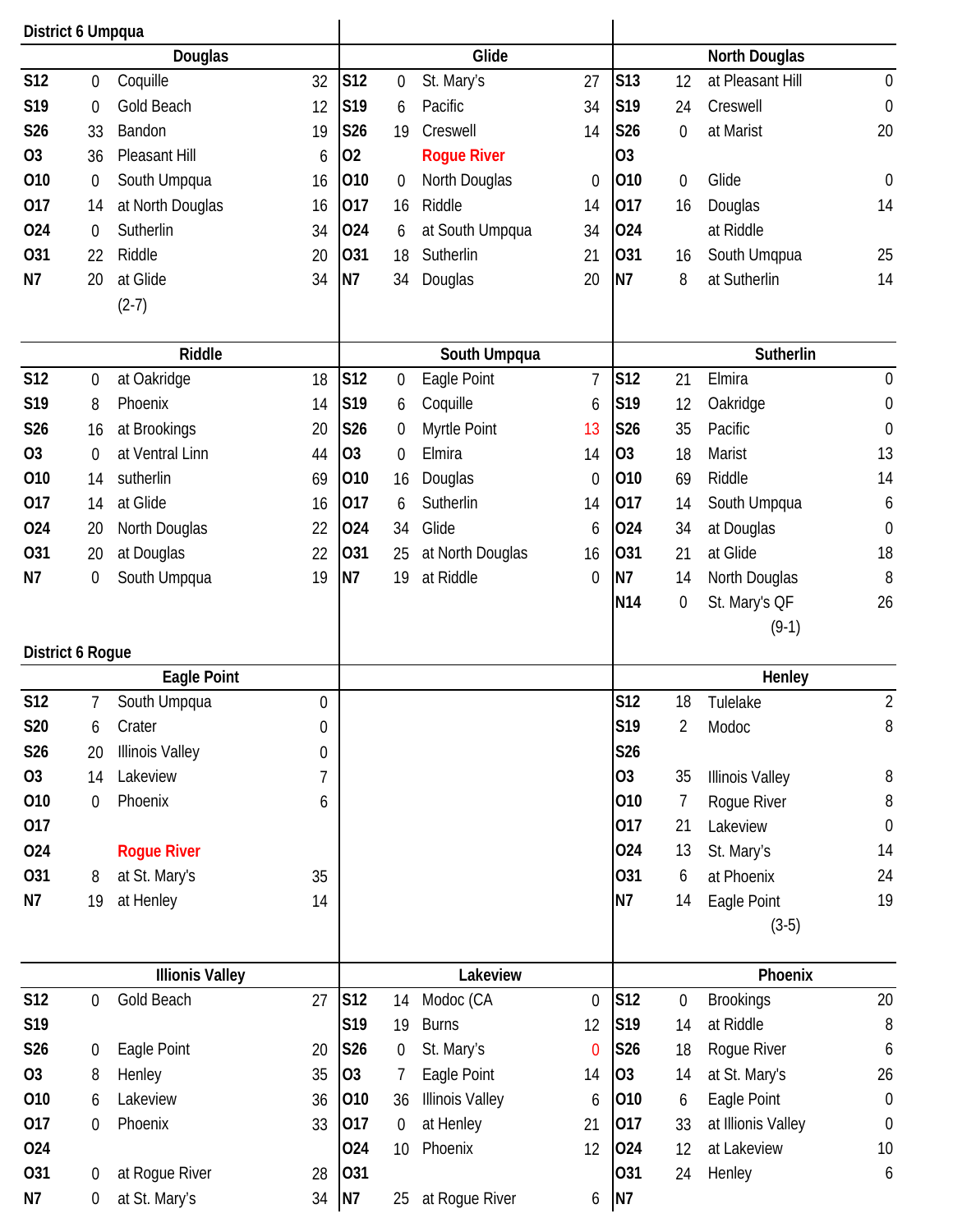## District 6 Umpqua

### Douglas

| Date | Score | Opponent | Opp |
|---|---|---|---|
| S12 | 0 | Coquille | 32 |
| S19 | 0 | Gold Beach | 12 |
| S26 | 33 | Bandon | 19 |
| O3 | 36 | Pleasant Hill | 6 |
| O10 | 0 | South Umpqua | 16 |
| O17 | 14 | at North Douglas | 16 |
| O24 | 0 | Sutherlin | 34 |
| O31 | 22 | Riddle | 20 |
| N7 | 20 | at Glide | 34 |
| | | (2-7) | |

### Glide

| Date | Score | Opponent | Opp |
|---|---|---|---|
| S12 | 0 | St. Mary's | 27 |
| S19 | 6 | Pacific | 34 |
| S26 | 19 | Creswell | 14 |
| O2 | | Rogue River | |
| O10 | 0 | North Douglas | 0 |
| O17 | 16 | Riddle | 14 |
| O24 | 6 | at South Umpqua | 34 |
| O31 | 18 | Sutherlin | 21 |
| N7 | 34 | Douglas | 20 |

### North Douglas

| Date | Score | Opponent | Opp |
|---|---|---|---|
| S13 | 12 | at Pleasant Hill | 0 |
| S19 | 24 | Creswell | 0 |
| S26 | 0 | at Marist | 20 |
| O3 | | | |
| O10 | 0 | Glide | 0 |
| O17 | 16 | Douglas | 14 |
| O24 | | at Riddle | |
| O31 | 16 | South Umqpua | 25 |
| N7 | 8 | at Sutherlin | 14 |

### Riddle

| Date | Score | Opponent | Opp |
|---|---|---|---|
| S12 | 0 | at Oakridge | 18 |
| S19 | 8 | Phoenix | 14 |
| S26 | 16 | at Brookings | 20 |
| O3 | 0 | at Ventral Linn | 44 |
| O10 | 14 | sutherlin | 69 |
| O17 | 14 | at Glide | 16 |
| O24 | 20 | North Douglas | 22 |
| O31 | 20 | at Douglas | 22 |
| N7 | 0 | South Umpqua | 19 |

### South Umpqua

| Date | Score | Opponent | Opp |
|---|---|---|---|
| S12 | 0 | Eagle Point | 7 |
| S19 | 6 | Coquille | 6 |
| S26 | 0 | Myrtle Point | 13 |
| O3 | 0 | Elmira | 14 |
| O10 | 16 | Douglas | 0 |
| O17 | 6 | Sutherlin | 14 |
| O24 | 34 | Glide | 6 |
| O31 | 25 | at North Douglas | 16 |
| N7 | 19 | at Riddle | 0 |

### Sutherlin

| Date | Score | Opponent | Opp |
|---|---|---|---|
| S12 | 21 | Elmira | 0 |
| S19 | 12 | Oakridge | 0 |
| S26 | 35 | Pacific | 0 |
| O3 | 18 | Marist | 13 |
| O10 | 69 | Riddle | 14 |
| O17 | 14 | South Umpqua | 6 |
| O24 | 34 | at Douglas | 0 |
| O31 | 21 | at Glide | 18 |
| N7 | 14 | North Douglas | 8 |
| N14 | 0 | St. Mary's QF | 26 |
| | | (9-1) | |

## District 6 Rogue

### Eagle Point

| Date | Score | Opponent | Opp |
|---|---|---|---|
| S12 | 7 | South Umpqua | 0 |
| S20 | 6 | Crater | 0 |
| S26 | 20 | Illinois Valley | 0 |
| O3 | 14 | Lakeview | 7 |
| O10 | 0 | Phoenix | 6 |
| O17 | | | |
| O24 | | Rogue River | |
| O31 | 8 | at St. Mary's | 35 |
| N7 | 19 | at Henley | 14 |

### Henley

| Date | Score | Opponent | Opp |
|---|---|---|---|
| S12 | 18 | Tulelake | 2 |
| S19 | 2 | Modoc | 8 |
| S26 | | | |
| O3 | 35 | Illinois Valley | 8 |
| O10 | 7 | Rogue River | 8 |
| O17 | 21 | Lakeview | 0 |
| O24 | 13 | St. Mary's | 14 |
| O31 | 6 | at Phoenix | 24 |
| N7 | 14 | Eagle Point | 19 |
| | | (3-5) | |

### Illinois Valley

| Date | Score | Opponent | Opp |
|---|---|---|---|
| S12 | 0 | Gold Beach | 27 |
| S19 | | | |
| S26 | 0 | Eagle Point | 20 |
| O3 | 8 | Henley | 35 |
| O10 | 6 | Lakeview | 36 |
| O17 | 0 | Phoenix | 33 |
| O24 | | | |
| O31 | 0 | at Rogue River | 28 |
| N7 | 0 | at St. Mary's | 34 |

### Lakeview

| Date | Score | Opponent | Opp |
|---|---|---|---|
| S12 | 14 | Modoc (CA | 0 |
| S19 | 19 | Burns | 12 |
| S26 | 0 | St. Mary's | 0 |
| O3 | 7 | Eagle Point | 14 |
| O10 | 36 | Illinois Valley | 6 |
| O17 | 0 | at Henley | 21 |
| O24 | 10 | Phoenix | 12 |
| O31 | | | |
| N7 | 25 | at Rogue River | 6 |

### Phoenix

| Date | Score | Opponent | Opp |
|---|---|---|---|
| S12 | 0 | Brookings | 20 |
| S19 | 14 | at Riddle | 8 |
| S26 | 18 | Rogue River | 6 |
| O3 | 14 | at St. Mary's | 26 |
| O10 | 6 | Eagle Point | 0 |
| O17 | 33 | at Illinois Valley | 0 |
| O24 | 12 | at Lakeview | 10 |
| O31 | 24 | Henley | 6 |
| N7 | | | |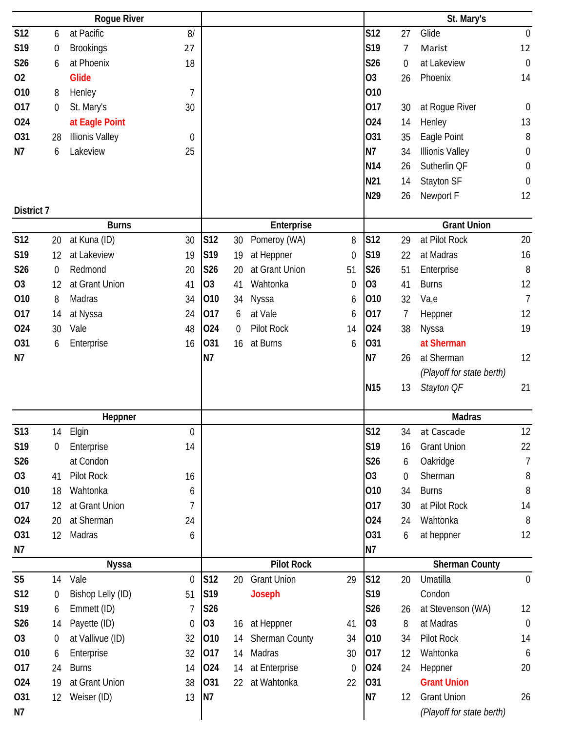### Rogue River

| Date | Score | Opponent | Opp |
|---|---|---|---|
| S12 | 6 | at Pacific | 8/ |
| S19 | 0 | Brookings | 27 |
| S26 | 6 | at Phoenix | 18 |
| O2 | | Glide | |
| O10 | 8 | Henley | 7 |
| O17 | 0 | St. Mary's | 30 |
| O24 | | at Eagle Point | |
| O31 | 28 | Illinois Valley | 0 |
| N7 | 6 | Lakeview | 25 |

### St. Mary's

| Date | Score | Opponent | Opp |
|---|---|---|---|
| S12 | 27 | Glide | 0 |
| S19 | 7 | Marist | 12 |
| S26 | 0 | at Lakeview | 0 |
| O3 | 26 | Phoenix | 14 |
| O10 | | | |
| O17 | 30 | at Rogue River | 0 |
| O24 | 14 | Henley | 13 |
| O31 | 35 | Eagle Point | 8 |
| N7 | 34 | Illinois Valley | 0 |
| N14 | 26 | Sutherlin QF | 0 |
| N21 | 14 | Stayton SF | 0 |
| N29 | 26 | Newport F | 12 |

## District 7

### Burns

| Date | Score | Opponent | Opp |
|---|---|---|---|
| S12 | 20 | at Kuna (ID) | 30 |
| S19 | 12 | at Lakeview | 19 |
| S26 | 0 | Redmond | 20 |
| O3 | 12 | at Grant Union | 41 |
| O10 | 8 | Madras | 34 |
| O17 | 14 | at Nyssa | 24 |
| O24 | 30 | Vale | 48 |
| O31 | 6 | Enterprise | 16 |
| N7 | | | |

### Enterprise

| Date | Score | Opponent | Opp |
|---|---|---|---|
| S12 | 30 | Pomeroy (WA) | 8 |
| S19 | 19 | at Heppner | 0 |
| S26 | 20 | at Grant Union | 51 |
| O3 | 41 | Wahtonka | 0 |
| O10 | 34 | Nyssa | 6 |
| O17 | 6 | at Vale | 6 |
| O24 | 0 | Pilot Rock | 14 |
| O31 | 16 | at Burns | 6 |
| N7 | | | |

### Grant Union

| Date | Score | Opponent | Opp |
|---|---|---|---|
| S12 | 29 | at Pilot Rock | 20 |
| S19 | 22 | at Madras | 16 |
| S26 | 51 | Enterprise | 8 |
| O3 | 41 | Burns | 12 |
| O10 | 32 | Va,e | 7 |
| O17 | 7 | Heppner | 12 |
| O24 | 38 | Nyssa | 19 |
| O31 | | at Sherman | |
| N7 | 26 | at Sherman | 12 |
| | | *(Playoff for state berth)* | |
| N15 | 13 | *Stayton QF* | 21 |

### Heppner

| Date | Score | Opponent | Opp |
|---|---|---|---|
| S13 | 14 | Elgin | 0 |
| S19 | 0 | Enterprise | 14 |
| S26 | | at Condon | |
| O3 | 41 | Pilot Rock | 16 |
| O10 | 18 | Wahtonka | 6 |
| O17 | 12 | at Grant Union | 7 |
| O24 | 20 | at Sherman | 24 |
| O31 | 12 | Madras | 6 |
| N7 | | | |

### Madras

| Date | Score | Opponent | Opp |
|---|---|---|---|
| S12 | 34 | at Cascade | 12 |
| S19 | 16 | Grant Union | 22 |
| S26 | 6 | Oakridge | 7 |
| O3 | 0 | Sherman | 8 |
| O10 | 34 | Burns | 8 |
| O17 | 30 | at Pilot Rock | 14 |
| O24 | 24 | Wahtonka | 8 |
| O31 | 6 | at heppner | 12 |
| N7 | | | |

### Nyssa

| Date | Score | Opponent | Opp |
|---|---|---|---|
| S5 | 14 | Vale | 0 |
| S12 | 0 | Bishop Lelly (ID) | 51 |
| S19 | 6 | Emmett (ID) | 7 |
| S26 | 14 | Payette (ID) | 0 |
| O3 | 0 | at Vallivue (ID) | 32 |
| O10 | 6 | Enterprise | 32 |
| O17 | 24 | Burns | 14 |
| O24 | 19 | at Grant Union | 38 |
| O31 | 12 | Weiser (ID) | 13 |
| N7 | | | |

### Pilot Rock

| Date | Score | Opponent | Opp |
|---|---|---|---|
| S12 | 20 | Grant Union | 29 |
| S19 | | Joseph | |
| S26 | | | |
| O3 | 16 | at Heppner | 41 |
| O10 | 14 | Sherman County | 34 |
| O17 | 14 | Madras | 30 |
| O24 | 14 | at Enterprise | 0 |
| O31 | 22 | at Wahtonka | 22 |
| N7 | | | |

### Sherman County

| Date | Score | Opponent | Opp |
|---|---|---|---|
| S12 | 20 | Umatilla | 0 |
| S19 | | Condon | |
| S26 | 26 | at Stevenson (WA) | 12 |
| O3 | 8 | at Madras | 0 |
| O10 | 34 | Pilot Rock | 14 |
| O17 | 12 | Wahtonka | 6 |
| O24 | 24 | Heppner | 20 |
| O31 | | Grant Union | |
| N7 | 12 | Grant Union | 26 |
| | | *(Playoff for state berth)* | |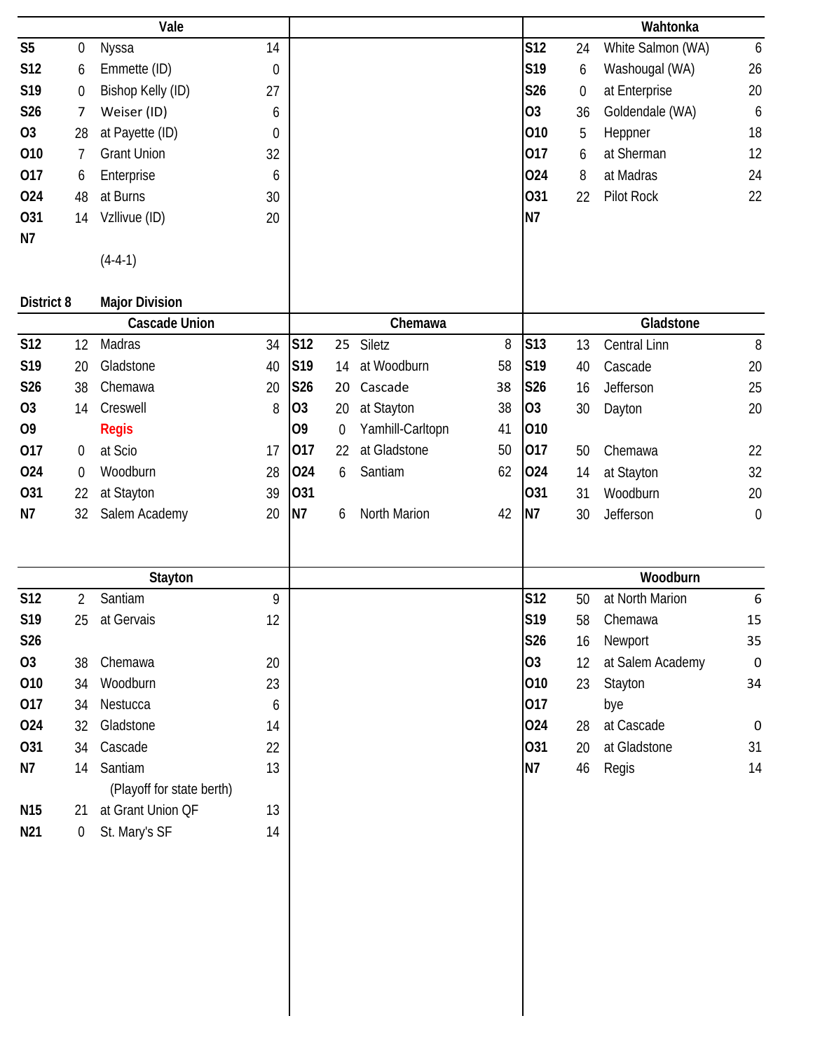### Vale

| Date | Score | Opponent | Opp Score |
|---|---|---|---|
| S5 | 0 | Nyssa | 14 |
| S12 | 6 | Emmette (ID) | 0 |
| S19 | 0 | Bishop Kelly (ID) | 27 |
| S26 | 7 | Weiser (ID) | 6 |
| O3 | 28 | at Payette (ID) | 0 |
| O10 | 7 | Grant Union | 32 |
| O17 | 6 | Enterprise | 6 |
| O24 | 48 | at Burns | 30 |
| O31 | 14 | Vzllivue (ID) | 20 |
| N7 | | | |
| | | (4-4-1) | |

### Wahtonka

| Date | Score | Opponent | Opp Score |
|---|---|---|---|
| S12 | 24 | White Salmon (WA) | 6 |
| S19 | 6 | Washougal (WA) | 26 |
| S26 | 0 | at Enterprise | 20 |
| O3 | 36 | Goldendale (WA) | 6 |
| O10 | 5 | Heppner | 18 |
| O17 | 6 | at Sherman | 12 |
| O24 | 8 | at Madras | 24 |
| O31 | 22 | Pilot Rock | 22 |
| N7 | | | |

## District 8 Major Division

### Cascade Union

| Date | Score | Opponent | Opp Score |
|---|---|---|---|
| S12 | 12 | Madras | 34 |
| S19 | 20 | Gladstone | 40 |
| S26 | 38 | Chemawa | 20 |
| O3 | 14 | Creswell | 8 |
| O9 | | Regis | |
| O17 | 0 | at Scio | 17 |
| O24 | 0 | Woodburn | 28 |
| O31 | 22 | at Stayton | 39 |
| N7 | 32 | Salem Academy | 20 |

### Chemawa

| Date | Score | Opponent | Opp Score |
|---|---|---|---|
| S12 | 25 | Siletz | 8 |
| S19 | 14 | at Woodburn | 58 |
| S26 | 20 | Cascade | 38 |
| O3 | 20 | at Stayton | 38 |
| O9 | 0 | Yamhill-Carltopn | 41 |
| O17 | 22 | at Gladstone | 50 |
| O24 | 6 | Santiam | 62 |
| O31 | | | |
| N7 | 6 | North Marion | 42 |

### Gladstone

| Date | Score | Opponent | Opp Score |
|---|---|---|---|
| S13 | 13 | Central Linn | 8 |
| S19 | 40 | Cascade | 20 |
| S26 | 16 | Jefferson | 25 |
| O3 | 30 | Dayton | 20 |
| O10 | | | |
| O17 | 50 | Chemawa | 22 |
| O24 | 14 | at Stayton | 32 |
| O31 | 31 | Woodburn | 20 |
| N7 | 30 | Jefferson | 0 |

### Stayton

| Date | Score | Opponent | Opp Score |
|---|---|---|---|
| S12 | 2 | Santiam | 9 |
| S19 | 25 | at Gervais | 12 |
| S26 | | | |
| O3 | 38 | Chemawa | 20 |
| O10 | 34 | Woodburn | 23 |
| O17 | 34 | Nestucca | 6 |
| O24 | 32 | Gladstone | 14 |
| O31 | 34 | Cascade | 22 |
| N7 | 14 | Santiam | 13 |
| | | (Playoff for state berth) | |
| N15 | 21 | at Grant Union QF | 13 |
| N21 | 0 | St. Mary's SF | 14 |

### Woodburn

| Date | Score | Opponent | Opp Score |
|---|---|---|---|
| S12 | 50 | at North Marion | 6 |
| S19 | 58 | Chemawa | 15 |
| S26 | 16 | Newport | 35 |
| O3 | 12 | at Salem Academy | 0 |
| O10 | 23 | Stayton | 34 |
| O17 | | bye | |
| O24 | 28 | at Cascade | 0 |
| O31 | 20 | at Gladstone | 31 |
| N7 | 46 | Regis | 14 |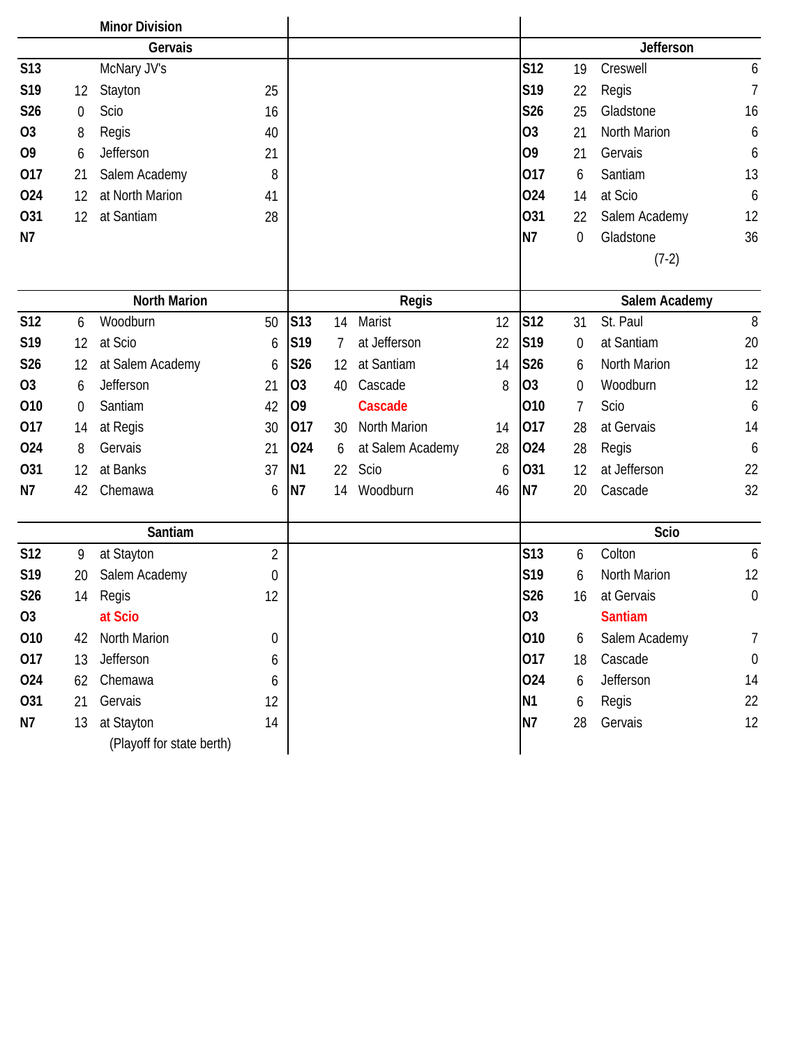## Minor Division

### Gervais

| | | | |
|---|---|---|---|
| S13 | | McNary JV's | |
| S19 | 12 | Stayton | 25 |
| S26 | 0 | Scio | 16 |
| O3 | 8 | Regis | 40 |
| O9 | 6 | Jefferson | 21 |
| O17 | 21 | Salem Academy | 8 |
| O24 | 12 | at North Marion | 41 |
| O31 | 12 | at Santiam | 28 |
| N7 | | | |

### Jefferson

| | | | |
|---|---|---|---|
| S12 | 19 | Creswell | 6 |
| S19 | 22 | Regis | 7 |
| S26 | 25 | Gladstone | 16 |
| O3 | 21 | North Marion | 6 |
| O9 | 21 | Gervais | 6 |
| O17 | 6 | Santiam | 13 |
| O24 | 14 | at Scio | 6 |
| O31 | 22 | Salem Academy | 12 |
| N7 | 0 | Gladstone | 36 |

(7-2)

### North Marion

| | | | |
|---|---|---|---|
| S12 | 6 | Woodburn | 50 |
| S19 | 12 | at Scio | 6 |
| S26 | 12 | at Salem Academy | 6 |
| O3 | 6 | Jefferson | 21 |
| O10 | 0 | Santiam | 42 |
| O17 | 14 | at Regis | 30 |
| O24 | 8 | Gervais | 21 |
| O31 | 12 | at Banks | 37 |
| N7 | 42 | Chemawa | 6 |

### Regis

| | | | |
|---|---|---|---|
| S13 | 14 | Marist | 12 |
| S19 | 7 | at Jefferson | 22 |
| S26 | 12 | at Santiam | 14 |
| O3 | 40 | Cascade | 8 |
| O9 | | Cascade | |
| O17 | 30 | North Marion | 14 |
| O24 | 6 | at Salem Academy | 28 |
| N1 | 22 | Scio | 6 |
| N7 | 14 | Woodburn | 46 |

### Salem Academy

| | | | |
|---|---|---|---|
| S12 | 31 | St. Paul | 8 |
| S19 | 0 | at Santiam | 20 |
| S26 | 6 | North Marion | 12 |
| O3 | 0 | Woodburn | 12 |
| O10 | 7 | Scio | 6 |
| O17 | 28 | at Gervais | 14 |
| O24 | 28 | Regis | 6 |
| O31 | 12 | at Jefferson | 22 |
| N7 | 20 | Cascade | 32 |

### Santiam

| | | | |
|---|---|---|---|
| S12 | 9 | at Stayton | 2 |
| S19 | 20 | Salem Academy | 0 |
| S26 | 14 | Regis | 12 |
| O3 | | at Scio | |
| O10 | 42 | North Marion | 0 |
| O17 | 13 | Jefferson | 6 |
| O24 | 62 | Chemawa | 6 |
| O31 | 21 | Gervais | 12 |
| N7 | 13 | at Stayton | 14 |

(Playoff for state berth)

### Scio

| | | | |
|---|---|---|---|
| S13 | 6 | Colton | 6 |
| S19 | 6 | North Marion | 12 |
| S26 | 16 | at Gervais | 0 |
| O3 | | Santiam | |
| O10 | 6 | Salem Academy | 7 |
| O17 | 18 | Cascade | 0 |
| O24 | 6 | Jefferson | 14 |
| N1 | 6 | Regis | 22 |
| N7 | 28 | Gervais | 12 |